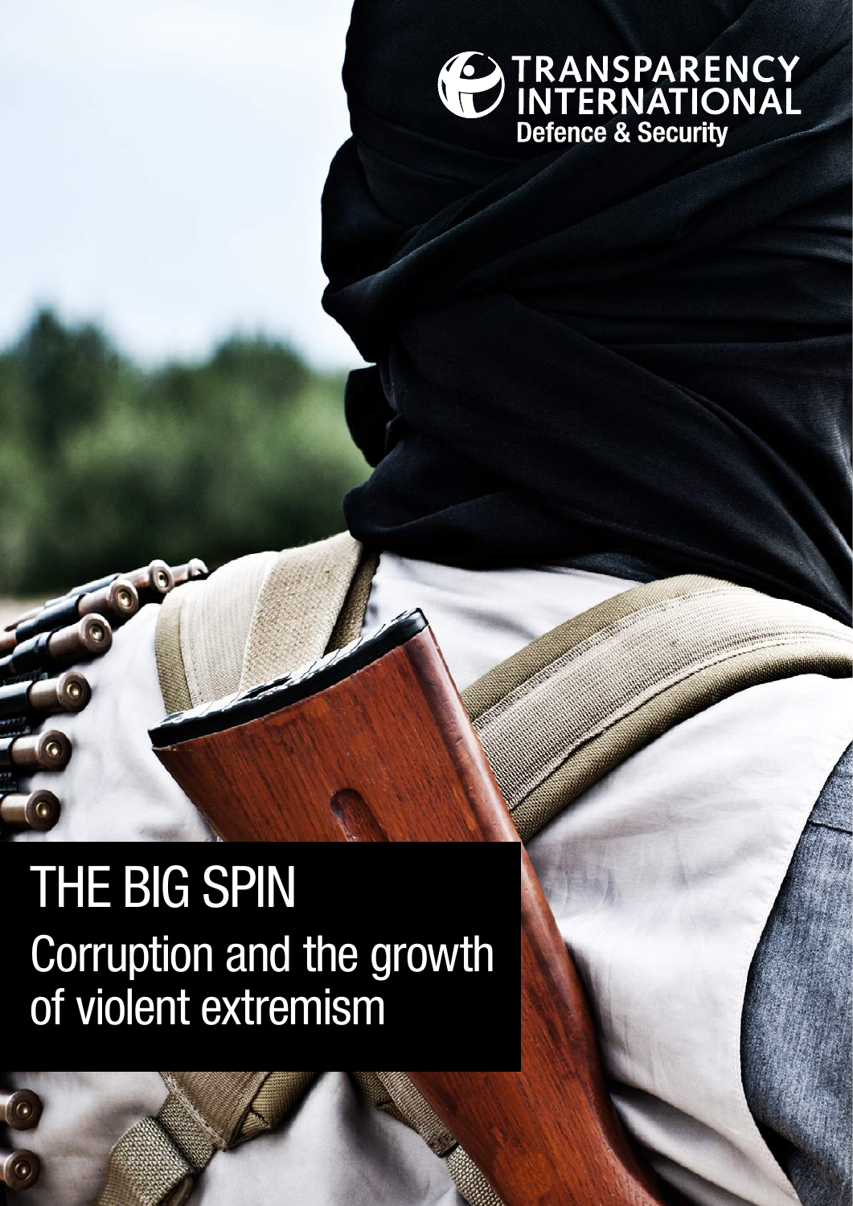TRANSPARENCY INTERNATIONAL

Defence & Security

# THE BIG SPIN

## Corruption and the growth of violent extremism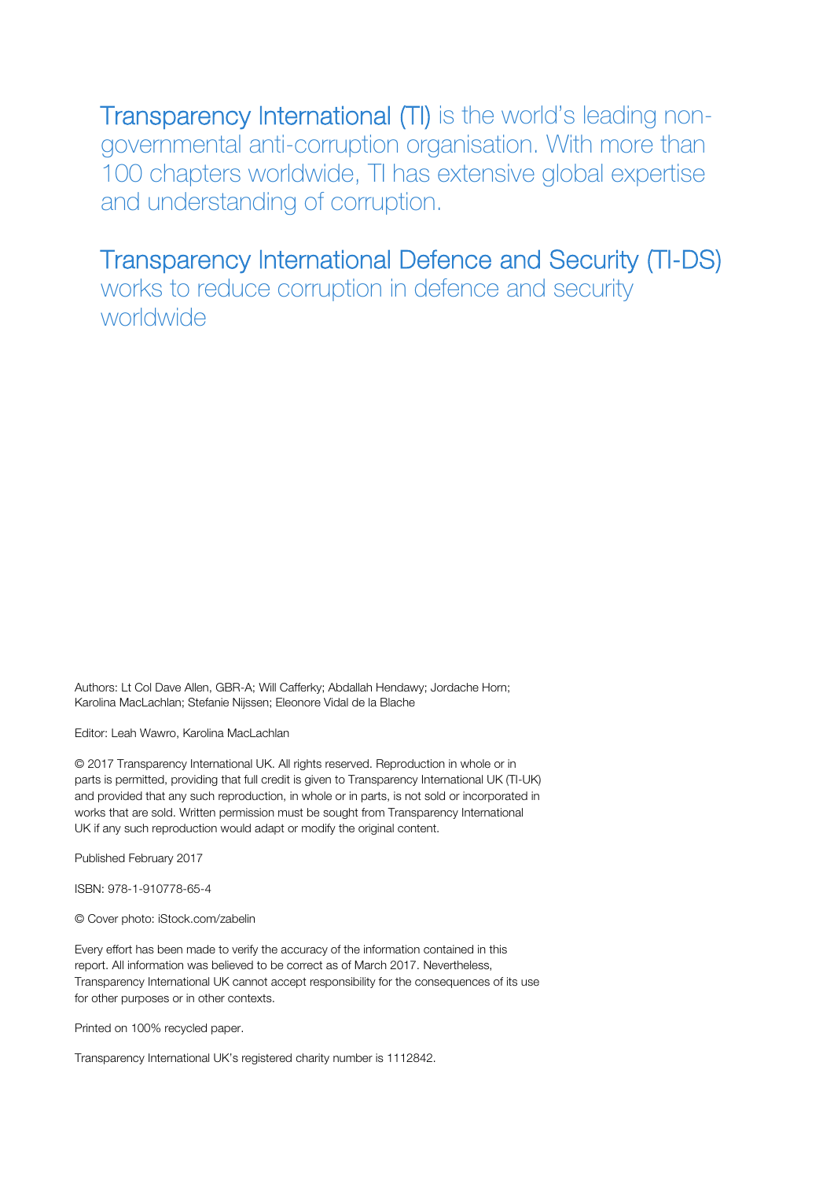**Transparency International (TI)** is the world's leading non-governmental anti-corruption organisation. With more than 100 chapters worldwide, TI has extensive global expertise and understanding of corruption.

**Transparency International Defence and Security (TI-DS)** works to reduce corruption in defence and security worldwide

Authors: Lt Col Dave Allen, GBR-A; Will Cafferky; Abdallah Hendawy; Jordache Horn; Karolina MacLachlan; Stefanie Nijssen; Eleonore Vidal de la Blache

Editor: Leah Wawro, Karolina MacLachlan

© 2017 Transparency International UK. All rights reserved. Reproduction in whole or in parts is permitted, providing that full credit is given to Transparency International UK (TI-UK) and provided that any such reproduction, in whole or in parts, is not sold or incorporated in works that are sold. Written permission must be sought from Transparency International UK if any such reproduction would adapt or modify the original content.

Published February 2017

ISBN: 978-1-910778-65-4

© Cover photo: iStock.com/zabelin

Every effort has been made to verify the accuracy of the information contained in this report. All information was believed to be correct as of March 2017. Nevertheless, Transparency International UK cannot accept responsibility for the consequences of its use for other purposes or in other contexts.

Printed on 100% recycled paper.

Transparency International UK's registered charity number is 1112842.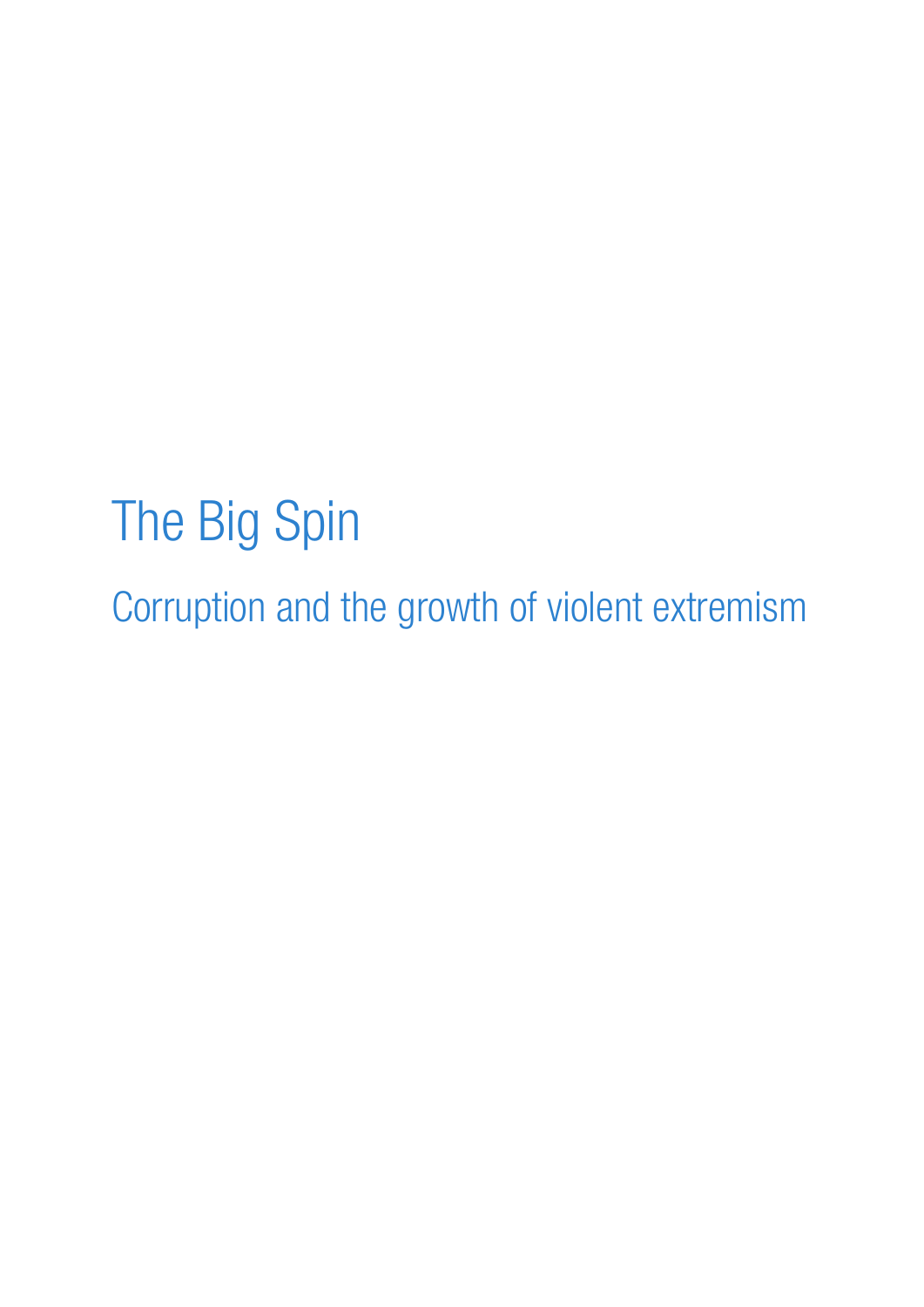# The Big Spin

## Corruption and the growth of violent extremism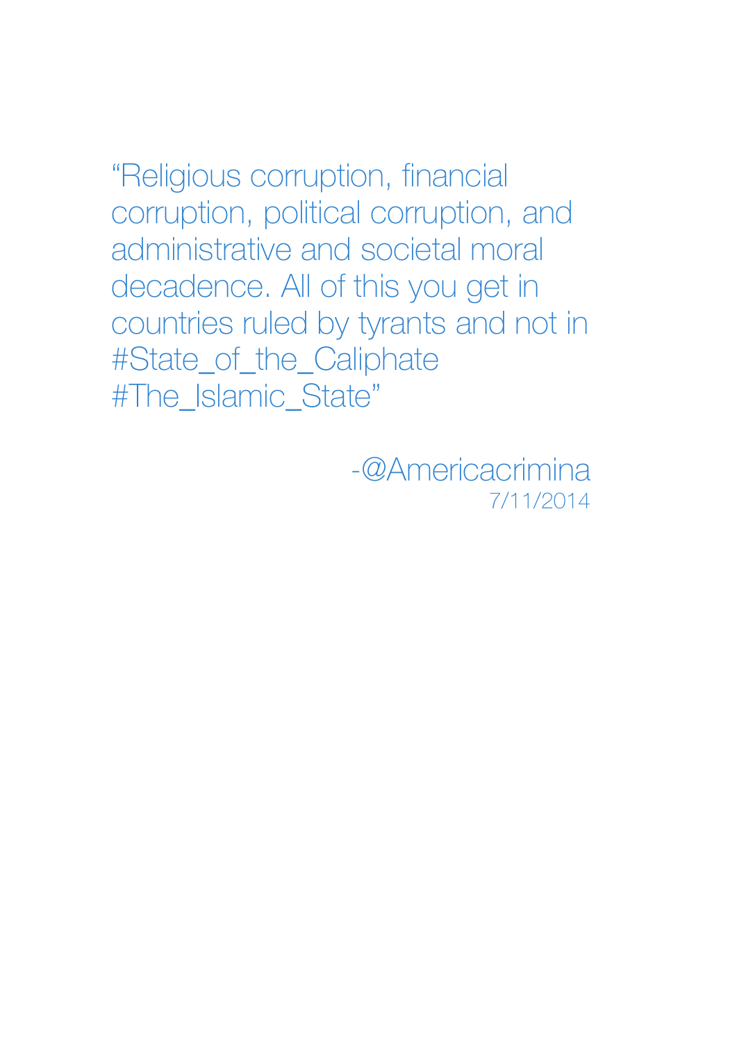"Religious corruption, financial corruption, political corruption, and administrative and societal moral decadence. All of this you get in countries ruled by tyrants and not in #State_of_the_Caliphate #The_Islamic_State"

-@Americacrimina
7/11/2014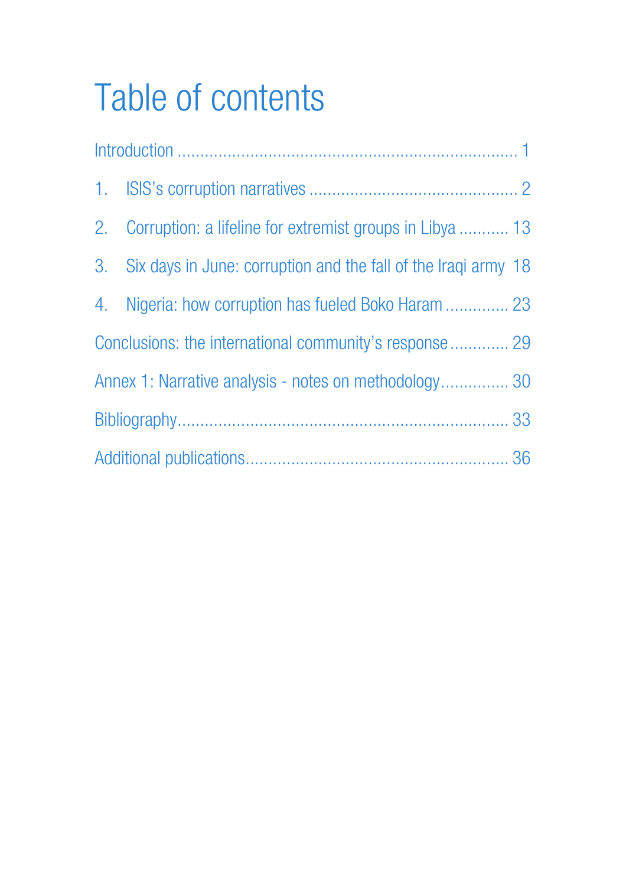# Table of contents

Introduction ........................................................................ 1

1. ISIS's corruption narratives ............................................ 2

2. Corruption: a lifeline for extremist groups in Libya ........... 13

3. Six days in June: corruption and the fall of the Iraqi army 18

4. Nigeria: how corruption has fueled Boko Haram .............. 23

Conclusions: the international community's response ............. 29

Annex 1: Narrative analysis - notes on methodology............... 30

Bibliography...................................................................... 33

Additional publications........................................................ 36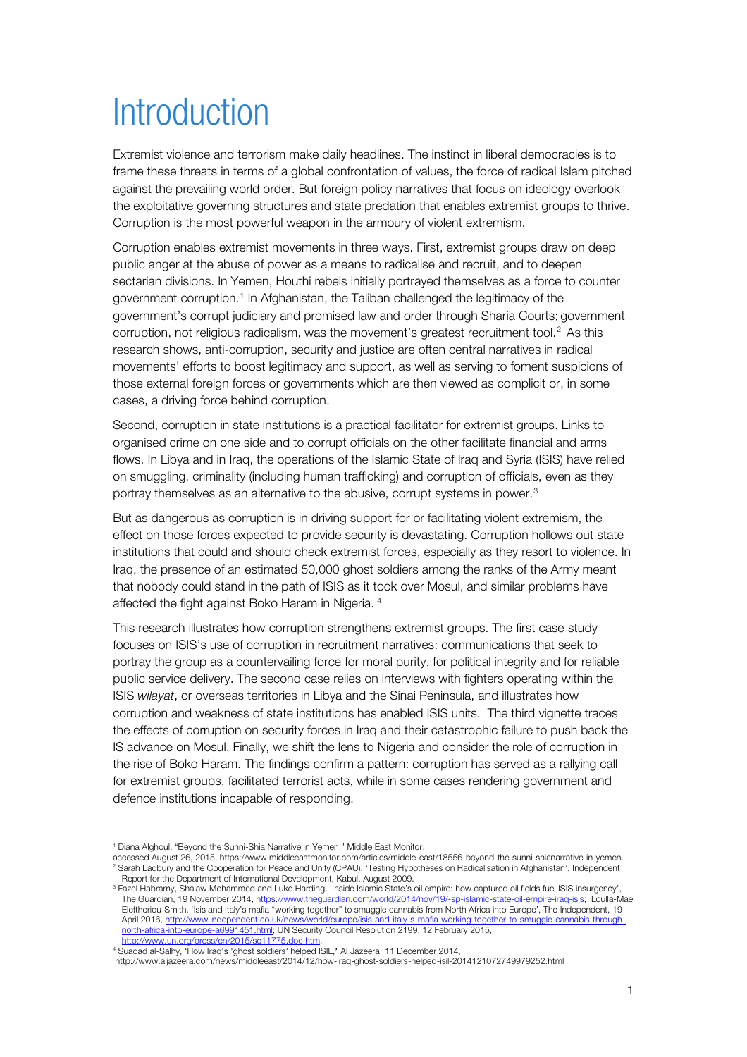# Introduction

Extremist violence and terrorism make daily headlines. The instinct in liberal democracies is to frame these threats in terms of a global confrontation of values, the force of radical Islam pitched against the prevailing world order. But foreign policy narratives that focus on ideology overlook the exploitative governing structures and state predation that enables extremist groups to thrive. Corruption is the most powerful weapon in the armoury of violent extremism.

Corruption enables extremist movements in three ways. First, extremist groups draw on deep public anger at the abuse of power as a means to radicalise and recruit, and to deepen sectarian divisions. In Yemen, Houthi rebels initially portrayed themselves as a force to counter government corruption.[1] In Afghanistan, the Taliban challenged the legitimacy of the government's corrupt judiciary and promised law and order through Sharia Courts; government corruption, not religious radicalism, was the movement's greatest recruitment tool.[2] As this research shows, anti-corruption, security and justice are often central narratives in radical movements' efforts to boost legitimacy and support, as well as serving to foment suspicions of those external foreign forces or governments which are then viewed as complicit or, in some cases, a driving force behind corruption.

Second, corruption in state institutions is a practical facilitator for extremist groups. Links to organised crime on one side and to corrupt officials on the other facilitate financial and arms flows. In Libya and in Iraq, the operations of the Islamic State of Iraq and Syria (ISIS) have relied on smuggling, criminality (including human trafficking) and corruption of officials, even as they portray themselves as an alternative to the abusive, corrupt systems in power.[3]

But as dangerous as corruption is in driving support for or facilitating violent extremism, the effect on those forces expected to provide security is devastating. Corruption hollows out state institutions that could and should check extremist forces, especially as they resort to violence. In Iraq, the presence of an estimated 50,000 ghost soldiers among the ranks of the Army meant that nobody could stand in the path of ISIS as it took over Mosul, and similar problems have affected the fight against Boko Haram in Nigeria.[4]

This research illustrates how corruption strengthens extremist groups. The first case study focuses on ISIS's use of corruption in recruitment narratives: communications that seek to portray the group as a countervailing force for moral purity, for political integrity and for reliable public service delivery. The second case relies on interviews with fighters operating within the ISIS *wilayat*, or overseas territories in Libya and the Sinai Peninsula, and illustrates how corruption and weakness of state institutions has enabled ISIS units. The third vignette traces the effects of corruption on security forces in Iraq and their catastrophic failure to push back the IS advance on Mosul. Finally, we shift the lens to Nigeria and consider the role of corruption in the rise of Boko Haram. The findings confirm a pattern: corruption has served as a rallying call for extremist groups, facilitated terrorist acts, while in some cases rendering government and defence institutions incapable of responding.

---

[1] Diana Alghoul, "Beyond the Sunni-Shia Narrative in Yemen," Middle East Monitor, accessed August 26, 2015, https://www.middleeastmonitor.com/articles/middle-east/18556-beyond-the-sunni-shianarrative-in-yemen.

[2] Sarah Ladbury and the Cooperation for Peace and Unity (CPAU), 'Testing Hypotheses on Radicalisation in Afghanistan', Independent Report for the Department of International Development, Kabul, August 2009.

[3] Fazel Habramy, Shalaw Mohammed and Luke Harding, 'Inside Islamic State's oil empire: how captured oil fields fuel ISIS insurgency', The Guardian, 19 November 2014, https://www.theguardian.com/world/2014/nov/19/-sp-islamic-state-oil-empire-iraq-isis; Loulla-Mae Eleftheriou-Smith, 'Isis and Italy's mafia "working together" to smuggle cannabis from North Africa into Europe', The Independent, 19 April 2016, http://www.independent.co.uk/news/world/europe/isis-and-italy-s-mafia-working-together-to-smuggle-cannabis-through-north-africa-into-europe-a6991451.html; UN Security Council Resolution 2199, 12 February 2015, http://www.un.org/press/en/2015/sc11775.doc.htm.

[4] Suadad al-Salhy, 'How Iraq's 'ghost soldiers' helped ISIL,' Al Jazeera, 11 December 2014, http://www.aljazeera.com/news/middleeast/2014/12/how-iraq-ghost-soldiers-helped-isil-2014121072749979252.html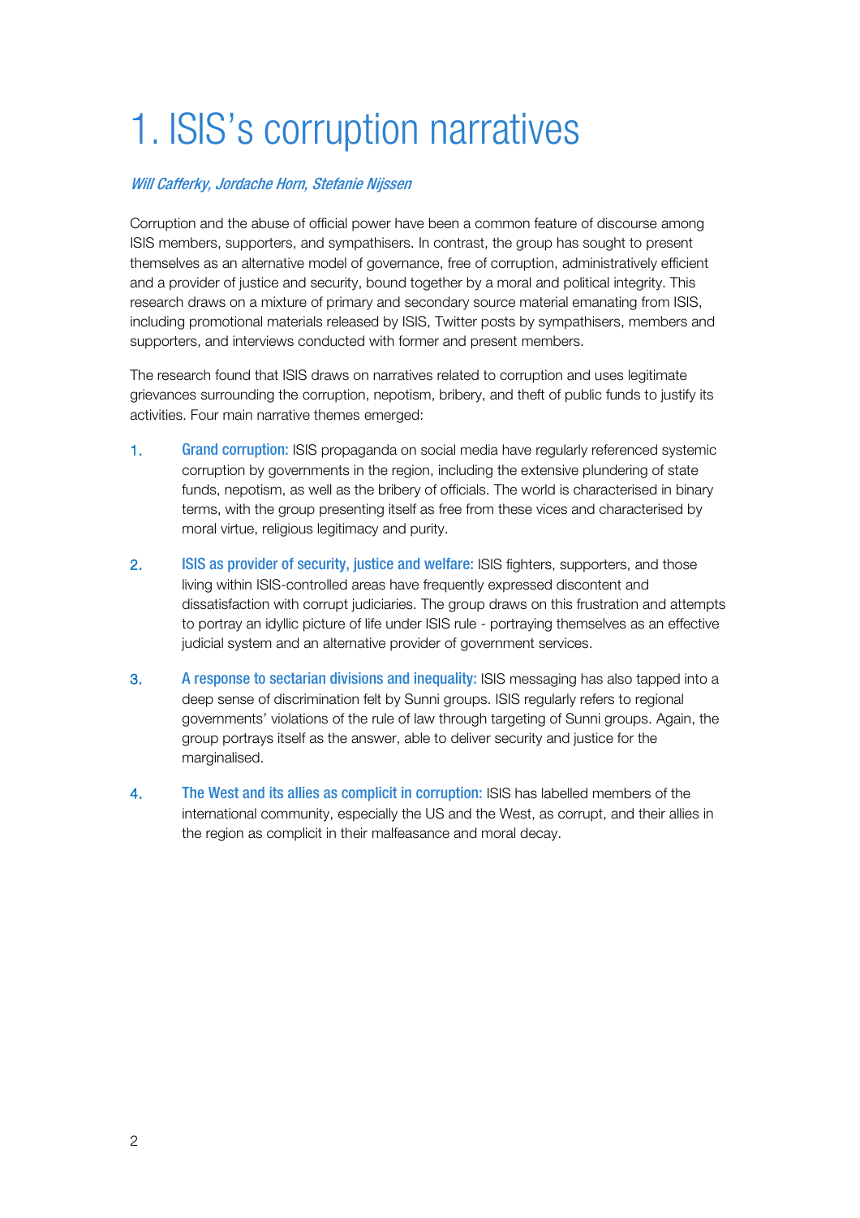# 1. ISIS's corruption narratives

*Will Cafferky, Jordache Horn, Stefanie Nijssen*

Corruption and the abuse of official power have been a common feature of discourse among ISIS members, supporters, and sympathisers. In contrast, the group has sought to present themselves as an alternative model of governance, free of corruption, administratively efficient and a provider of justice and security, bound together by a moral and political integrity. This research draws on a mixture of primary and secondary source material emanating from ISIS, including promotional materials released by ISIS, Twitter posts by sympathisers, members and supporters, and interviews conducted with former and present members.

The research found that ISIS draws on narratives related to corruption and uses legitimate grievances surrounding the corruption, nepotism, bribery, and theft of public funds to justify its activities. Four main narrative themes emerged:

1. **Grand corruption:** ISIS propaganda on social media have regularly referenced systemic corruption by governments in the region, including the extensive plundering of state funds, nepotism, as well as the bribery of officials. The world is characterised in binary terms, with the group presenting itself as free from these vices and characterised by moral virtue, religious legitimacy and purity.

2. **ISIS as provider of security, justice and welfare:** ISIS fighters, supporters, and those living within ISIS-controlled areas have frequently expressed discontent and dissatisfaction with corrupt judiciaries. The group draws on this frustration and attempts to portray an idyllic picture of life under ISIS rule - portraying themselves as an effective judicial system and an alternative provider of government services.

3. **A response to sectarian divisions and inequality:** ISIS messaging has also tapped into a deep sense of discrimination felt by Sunni groups. ISIS regularly refers to regional governments' violations of the rule of law through targeting of Sunni groups. Again, the group portrays itself as the answer, able to deliver security and justice for the marginalised.

4. **The West and its allies as complicit in corruption:** ISIS has labelled members of the international community, especially the US and the West, as corrupt, and their allies in the region as complicit in their malfeasance and moral decay.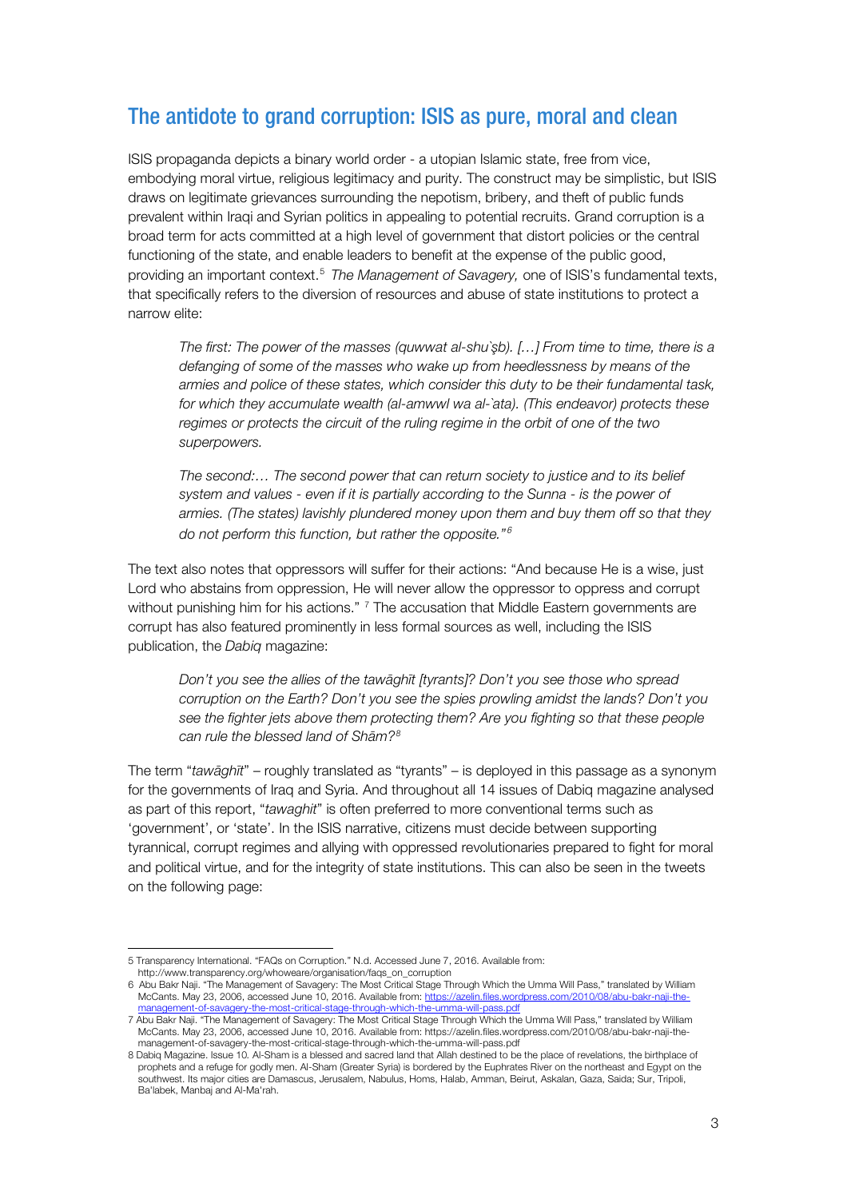## The antidote to grand corruption: ISIS as pure, moral and clean

ISIS propaganda depicts a binary world order - a utopian Islamic state, free from vice, embodying moral virtue, religious legitimacy and purity. The construct may be simplistic, but ISIS draws on legitimate grievances surrounding the nepotism, bribery, and theft of public funds prevalent within Iraqi and Syrian politics in appealing to potential recruits. Grand corruption is a broad term for acts committed at a high level of government that distort policies or the central functioning of the state, and enable leaders to benefit at the expense of the public good, providing an important context.[5] *The Management of Savagery,* one of ISIS's fundamental texts, that specifically refers to the diversion of resources and abuse of state institutions to protect a narrow elite:

> *The first: The power of the masses (quwwat al-shu`ṣb). […] From time to time, there is a defanging of some of the masses who wake up from heedlessness by means of the armies and police of these states, which consider this duty to be their fundamental task, for which they accumulate wealth (al-amwwl wa al-`ata). (This endeavor) protects these regimes or protects the circuit of the ruling regime in the orbit of one of the two superpowers.*
>
> *The second:… The second power that can return society to justice and to its belief system and values - even if it is partially according to the Sunna - is the power of armies. (The states) lavishly plundered money upon them and buy them off so that they do not perform this function, but rather the opposite."[6]*

The text also notes that oppressors will suffer for their actions: "And because He is a wise, just Lord who abstains from oppression, He will never allow the oppressor to oppress and corrupt without punishing him for his actions." [7] The accusation that Middle Eastern governments are corrupt has also featured prominently in less formal sources as well, including the ISIS publication, the *Dabiq* magazine:

> *Don't you see the allies of the tawāghīt [tyrants]? Don't you see those who spread corruption on the Earth? Don't you see the spies prowling amidst the lands? Don't you see the fighter jets above them protecting them? Are you fighting so that these people can rule the blessed land of Shām?[8]*

The term "*tawāghīt*" – roughly translated as "tyrants" – is deployed in this passage as a synonym for the governments of Iraq and Syria. And throughout all 14 issues of Dabiq magazine analysed as part of this report, "*tawaghit*" is often preferred to more conventional terms such as 'government', or 'state'. In the ISIS narrative, citizens must decide between supporting tyrannical, corrupt regimes and allying with oppressed revolutionaries prepared to fight for moral and political virtue, and for the integrity of state institutions. This can also be seen in the tweets on the following page:

---

5 Transparency International. "FAQs on Corruption." N.d. Accessed June 7, 2016. Available from: http://www.transparency.org/whoweare/organisation/faqs_on_corruption

6 Abu Bakr Naji. "The Management of Savagery: The Most Critical Stage Through Which the Umma Will Pass," translated by William McCants. May 23, 2006, accessed June 10, 2016. Available from: https://azelin.files.wordpress.com/2010/08/abu-bakr-naji-the-management-of-savagery-the-most-critical-stage-through-which-the-umma-will-pass.pdf

7 Abu Bakr Naji. "The Management of Savagery: The Most Critical Stage Through Which the Umma Will Pass," translated by William McCants. May 23, 2006, accessed June 10, 2016. Available from: https://azelin.files.wordpress.com/2010/08/abu-bakr-naji-the-management-of-savagery-the-most-critical-stage-through-which-the-umma-will-pass.pdf

8 Dabiq Magazine. Issue 10. Al-Sham is a blessed and sacred land that Allah destined to be the place of revelations, the birthplace of prophets and a refuge for godly men. Al-Sham (Greater Syria) is bordered by the Euphrates River on the northeast and Egypt on the southwest. Its major cities are Damascus, Jerusalem, Nabulus, Homs, Halab, Amman, Beirut, Askalan, Gaza, Saida; Sur, Tripoli, Ba'labek, Manbaj and Al-Ma'rah.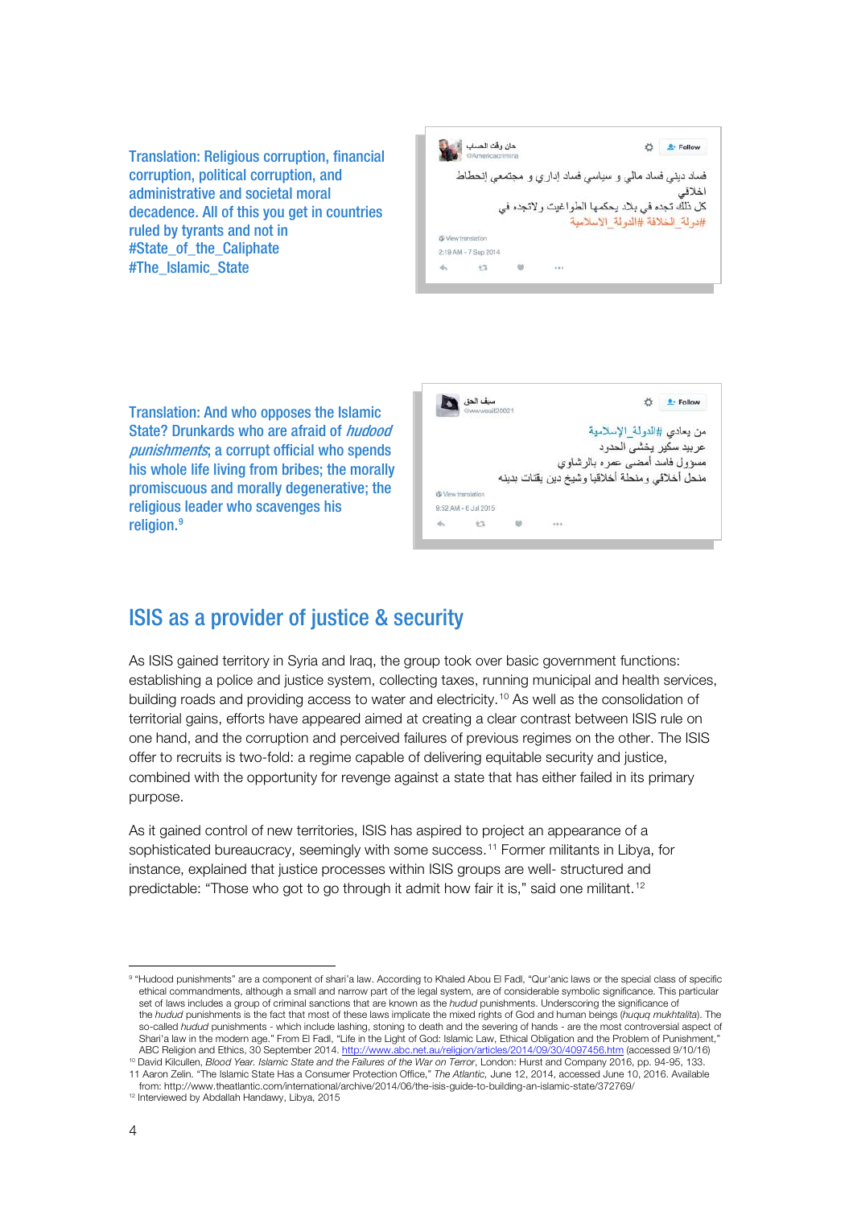Translation: Religious corruption, financial corruption, political corruption, and administrative and societal moral decadence. All of this you get in countries ruled by tyrants and not in #State_of_the_Caliphate #The_Islamic_State

حان وقت الحساب
@Americacrimina

فساد ديني فساد مالي و سياسي فساد إداري و مجتمعي إنحطاط اخلاقي
كل ذلك تجده في بلاد يحكمها الطواغيت ولاتجده في
#دولة_الخلافة #الدولة_الاسلامية

2:19 AM - 7 Sep 2014

Translation: And who opposes the Islamic State? Drunkards who are afraid of *hudood punishments*; a corrupt official who spends his whole life living from bribes; the morally promiscuous and morally degenerative; the religious leader who scavenges his religion.[9]

سيف الحق
@wwwsaif20021

من يعادي #الدولة_الإسلامية
عربيد سكير يخشى الحدود
مسؤول فاسد أمضى عمره بالرشاوي
منحل أخلاقي ومنحلة أخلاقيا وشيخ دين يقتات بدينه

9:52 AM - 6 Jul 2015

## ISIS as a provider of justice & security

As ISIS gained territory in Syria and Iraq, the group took over basic government functions: establishing a police and justice system, collecting taxes, running municipal and health services, building roads and providing access to water and electricity.[10] As well as the consolidation of territorial gains, efforts have appeared aimed at creating a clear contrast between ISIS rule on one hand, and the corruption and perceived failures of previous regimes on the other. The ISIS offer to recruits is two-fold: a regime capable of delivering equitable security and justice, combined with the opportunity for revenge against a state that has either failed in its primary purpose.

As it gained control of new territories, ISIS has aspired to project an appearance of a sophisticated bureaucracy, seemingly with some success.[11] Former militants in Libya, for instance, explained that justice processes within ISIS groups are well- structured and predictable: "Those who got to go through it admit how fair it is," said one militant.[12]

---

[9] "Hudood punishments" are a component of shari'a law. According to Khaled Abou El Fadl, "Qur'anic laws or the special class of specific ethical commandments, although a small and narrow part of the legal system, are of considerable symbolic significance. This particular set of laws includes a group of criminal sanctions that are known as the *hudud* punishments. Underscoring the significance of the *hudud* punishments is the fact that most of these laws implicate the mixed rights of God and human beings (*huquq mukhtalita*). The so-called *hudud* punishments - which include lashing, stoning to death and the severing of hands - are the most controversial aspect of Shari'a law in the modern age." From El Fadl, "Life in the Light of God: Islamic Law, Ethical Obligation and the Problem of Punishment," ABC Religion and Ethics, 30 September 2014. http://www.abc.net.au/religion/articles/2014/09/30/4097456.htm (accessed 9/10/16)

[10] David Kilcullen, *Blood Year. Islamic State and the Failures of the War on Terror*, London: Hurst and Company 2016, pp. 94-95, 133.

11 Aaron Zelin. "The Islamic State Has a Consumer Protection Office," *The Atlantic*, June 12, 2014, accessed June 10, 2016. Available from: http://www.theatlantic.com/international/archive/2014/06/the-isis-guide-to-building-an-islamic-state/372769/

[12] Interviewed by Abdallah Handawy, Libya, 2015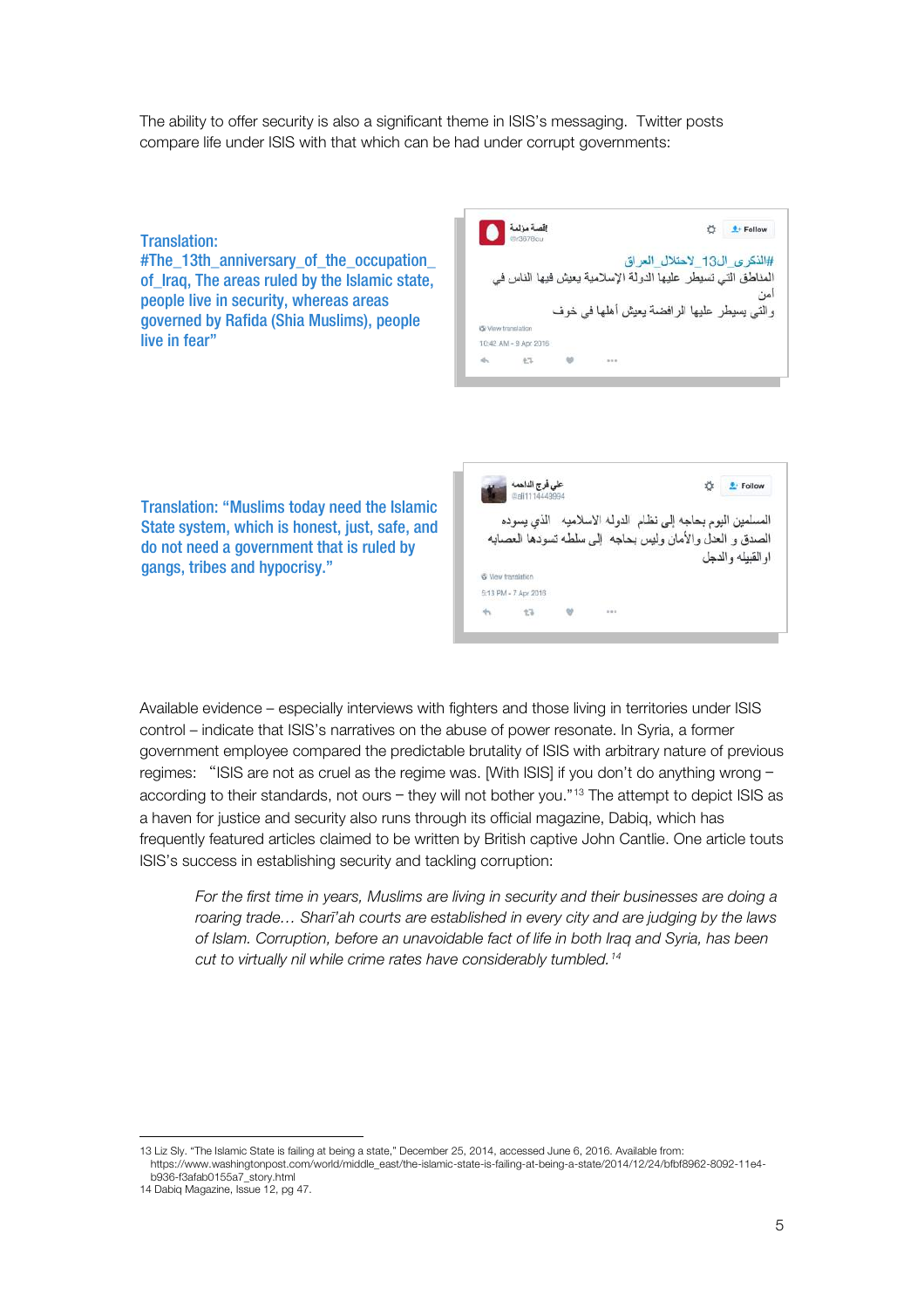The ability to offer security is also a significant theme in ISIS's messaging. Twitter posts compare life under ISIS with that which can be had under corrupt governments:

**Translation: #The_13th_anniversary_of_the_occupation_of_Iraq, The areas ruled by the Islamic state, people live in security, whereas areas governed by Rafida (Shia Muslims), people live in fear"**

إقصة مؤلمة
@r3678cu

#الذكرى_ال13_لاحتلال_العراق
المناطق التي تسيطر عليها الدولة الإسلامية يعيش فيها الناس في أمن
والتي يسيطر عليها الرافضة يعيش أهلها في خوف

View translation
10:42 AM - 9 Apr 2016

**Translation: "Muslims today need the Islamic State system, which is honest, just, safe, and do not need a government that is ruled by gangs, tribes and hypocrisy."**

علي فرج الداهمة
@ali1114443994

المسلمين اليوم بحاجه إلى نظام الدوله الاسلاميه الذي يسوده الصدق و العدل والأمان وليس بحاجه إلى سلطه تسودها العصابه او القبيله والدجل

View translation
5:13 PM - 7 Apr 2016

Available evidence – especially interviews with fighters and those living in territories under ISIS control – indicate that ISIS's narratives on the abuse of power resonate. In Syria, a former government employee compared the predictable brutality of ISIS with arbitrary nature of previous regimes: "ISIS are not as cruel as the regime was. [With ISIS] if you don't do anything wrong – according to their standards, not ours – they will not bother you."[13] The attempt to depict ISIS as a haven for justice and security also runs through its official magazine, Dabiq, which has frequently featured articles claimed to be written by British captive John Cantlie. One article touts ISIS's success in establishing security and tackling corruption:

> *For the first time in years, Muslims are living in security and their businesses are doing a roaring trade… Sharī'ah courts are established in every city and are judging by the laws of Islam. Corruption, before an unavoidable fact of life in both Iraq and Syria, has been cut to virtually nil while crime rates have considerably tumbled.*[14]

---

13 Liz Sly. "The Islamic State is failing at being a state," December 25, 2014, accessed June 6, 2016. Available from: https://www.washingtonpost.com/world/middle_east/the-islamic-state-is-failing-at-being-a-state/2014/12/24/bfbf8962-8092-11e4-b936-f3afab0155a7_story.html

14 Dabiq Magazine, Issue 12, pg 47.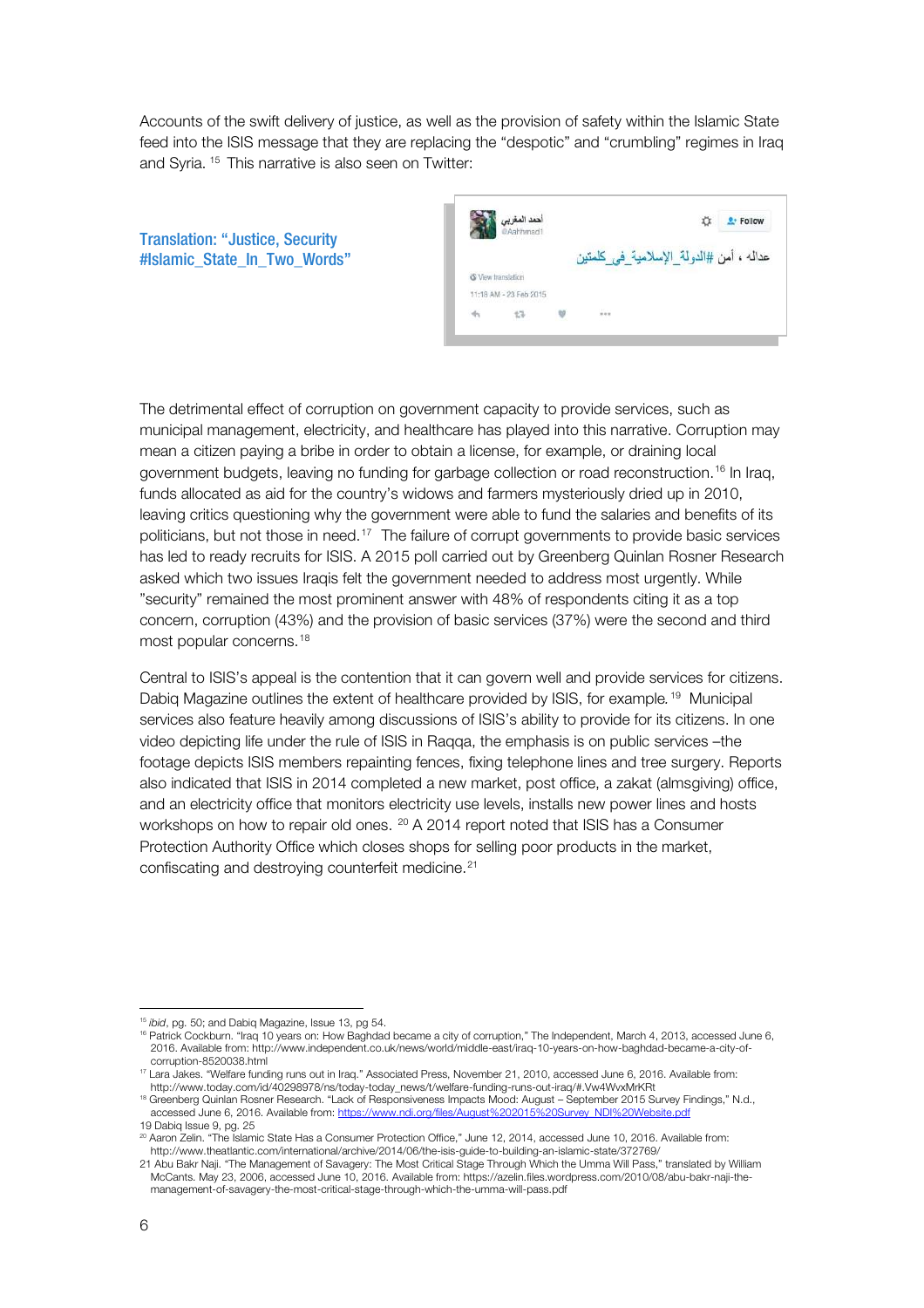Accounts of the swift delivery of justice, as well as the provision of safety within the Islamic State feed into the ISIS message that they are replacing the "despotic" and "crumbling" regimes in Iraq and Syria. [15] This narrative is also seen on Twitter:

**Translation: "Justice, Security #Islamic_State_In_Two_Words"**

أحمد المغربي
@Aahhmad1

عداله ، أمن #الدولة_الإسلامية_في_كلمتين

View translation

11:18 AM - 23 Feb 2015

The detrimental effect of corruption on government capacity to provide services, such as municipal management, electricity, and healthcare has played into this narrative. Corruption may mean a citizen paying a bribe in order to obtain a license, for example, or draining local government budgets, leaving no funding for garbage collection or road reconstruction.[16] In Iraq, funds allocated as aid for the country's widows and farmers mysteriously dried up in 2010, leaving critics questioning why the government were able to fund the salaries and benefits of its politicians, but not those in need.[17] The failure of corrupt governments to provide basic services has led to ready recruits for ISIS. A 2015 poll carried out by Greenberg Quinlan Rosner Research asked which two issues Iraqis felt the government needed to address most urgently. While "security" remained the most prominent answer with 48% of respondents citing it as a top concern, corruption (43%) and the provision of basic services (37%) were the second and third most popular concerns.[18]

Central to ISIS's appeal is the contention that it can govern well and provide services for citizens. Dabiq Magazine outlines the extent of healthcare provided by ISIS, for example.[19] Municipal services also feature heavily among discussions of ISIS's ability to provide for its citizens. In one video depicting life under the rule of ISIS in Raqqa, the emphasis is on public services –the footage depicts ISIS members repainting fences, fixing telephone lines and tree surgery. Reports also indicated that ISIS in 2014 completed a new market, post office, a zakat (almsgiving) office, and an electricity office that monitors electricity use levels, installs new power lines and hosts workshops on how to repair old ones. [20] A 2014 report noted that ISIS has a Consumer Protection Authority Office which closes shops for selling poor products in the market, confiscating and destroying counterfeit medicine.[21]

---

[15] *ibid*, pg. 50; and Dabiq Magazine, Issue 13, pg 54.

[16] Patrick Cockburn. "Iraq 10 years on: How Baghdad became a city of corruption," The Independent, March 4, 2013, accessed June 6, 2016. Available from: http://www.independent.co.uk/news/world/middle-east/iraq-10-years-on-how-baghdad-became-a-city-of-corruption-8520038.html

[17] Lara Jakes. "Welfare funding runs out in Iraq." Associated Press, November 21, 2010, accessed June 6, 2016. Available from: http://www.today.com/id/40298978/ns/today-today_news/t/welfare-funding-runs-out-iraq/#.Vw4WvxMrKRt

[18] Greenberg Quinlan Rosner Research. "Lack of Responsiveness Impacts Mood: August – September 2015 Survey Findings," N.d., accessed June 6, 2016. Available from: https://www.ndi.org/files/August%202015%20Survey_NDI%20Website.pdf

[19] Dabiq Issue 9, pg. 25

[20] Aaron Zelin. "The Islamic State Has a Consumer Protection Office," June 12, 2014, accessed June 10, 2016. Available from: http://www.theatlantic.com/international/archive/2014/06/the-isis-guide-to-building-an-islamic-state/372769/

[21] Abu Bakr Naji. "The Management of Savagery: The Most Critical Stage Through Which the Umma Will Pass," translated by William McCants. May 23, 2006, accessed June 10, 2016. Available from: https://azelin.files.wordpress.com/2010/08/abu-bakr-naji-the-management-of-savagery-the-most-critical-stage-through-which-the-umma-will-pass.pdf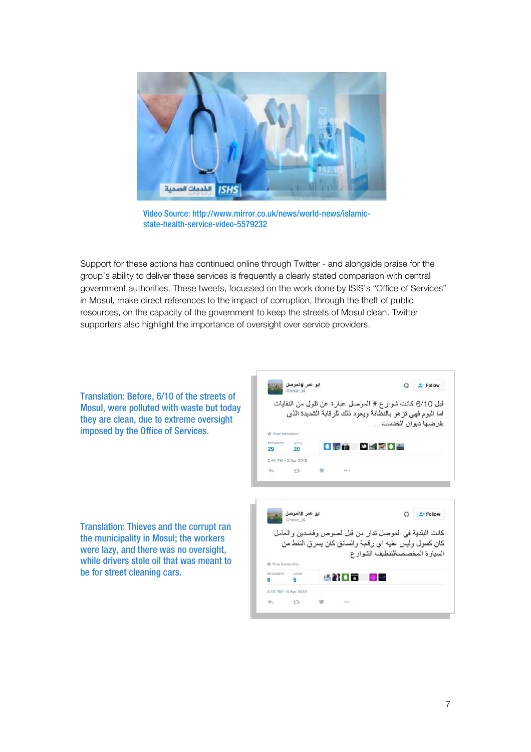Video Source: http://www.mirror.co.uk/news/world-news/islamic-state-health-service-video-5579232

Support for these actions has continued online through Twitter - and alongside praise for the group's ability to deliver these services is frequently a clearly stated comparison with central government authorities. These tweets, focussed on the work done by ISIS's "Office of Services" in Mosul, make direct references to the impact of corruption, through the theft of public resources, on the capacity of the government to keep the streets of Mosul clean. Twitter supporters also highlight the importance of oversight over service providers.

Translation: Before, 6/10 of the streets of Mosul, were polluted with waste but today they are clean, due to extreme oversight imposed by the Office of Services.

Translation: Thieves and the corrupt ran the municipality in Mosul; the workers were lazy, and there was no oversight, while drivers stole oil that was meant to be for street cleaning cars.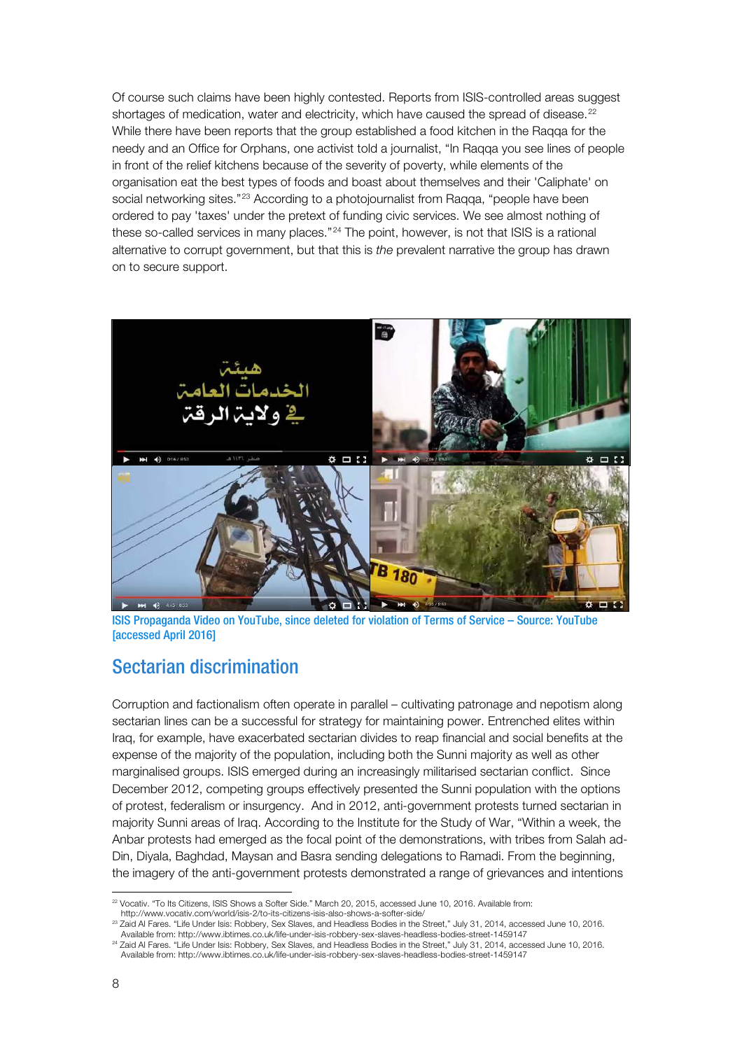Of course such claims have been highly contested. Reports from ISIS-controlled areas suggest shortages of medication, water and electricity, which have caused the spread of disease.[22] While there have been reports that the group established a food kitchen in the Raqqa for the needy and an Office for Orphans, one activist told a journalist, "In Raqqa you see lines of people in front of the relief kitchens because of the severity of poverty, while elements of the organisation eat the best types of foods and boast about themselves and their 'Caliphate' on social networking sites."[23] According to a photojournalist from Raqqa, "people have been ordered to pay 'taxes' under the pretext of funding civic services. We see almost nothing of these so-called services in many places."[24] The point, however, is not that ISIS is a rational alternative to corrupt government, but that this is *the* prevalent narrative the group has drawn on to secure support.

ISIS Propaganda Video on YouTube, since deleted for violation of Terms of Service – Source: YouTube [accessed April 2016]

## Sectarian discrimination

Corruption and factionalism often operate in parallel – cultivating patronage and nepotism along sectarian lines can be a successful for strategy for maintaining power. Entrenched elites within Iraq, for example, have exacerbated sectarian divides to reap financial and social benefits at the expense of the majority of the population, including both the Sunni majority as well as other marginalised groups. ISIS emerged during an increasingly militarised sectarian conflict. Since December 2012, competing groups effectively presented the Sunni population with the options of protest, federalism or insurgency. And in 2012, anti-government protests turned sectarian in majority Sunni areas of Iraq. According to the Institute for the Study of War, "Within a week, the Anbar protests had emerged as the focal point of the demonstrations, with tribes from Salah ad-Din, Diyala, Baghdad, Maysan and Basra sending delegations to Ramadi. From the beginning, the imagery of the anti-government protests demonstrated a range of grievances and intentions

---

[22] Vocativ. "To Its Citizens, ISIS Shows a Softer Side." March 20, 2015, accessed June 10, 2016. Available from: http://www.vocativ.com/world/isis-2/to-its-citizens-isis-also-shows-a-softer-side/

[23] Zaid Al Fares. "Life Under Isis: Robbery, Sex Slaves, and Headless Bodies in the Street," July 31, 2014, accessed June 10, 2016. Available from: http://www.ibtimes.co.uk/life-under-isis-robbery-sex-slaves-headless-bodies-street-1459147

[24] Zaid Al Fares. "Life Under Isis: Robbery, Sex Slaves, and Headless Bodies in the Street," July 31, 2014, accessed June 10, 2016. Available from: http://www.ibtimes.co.uk/life-under-isis-robbery-sex-slaves-headless-bodies-street-1459147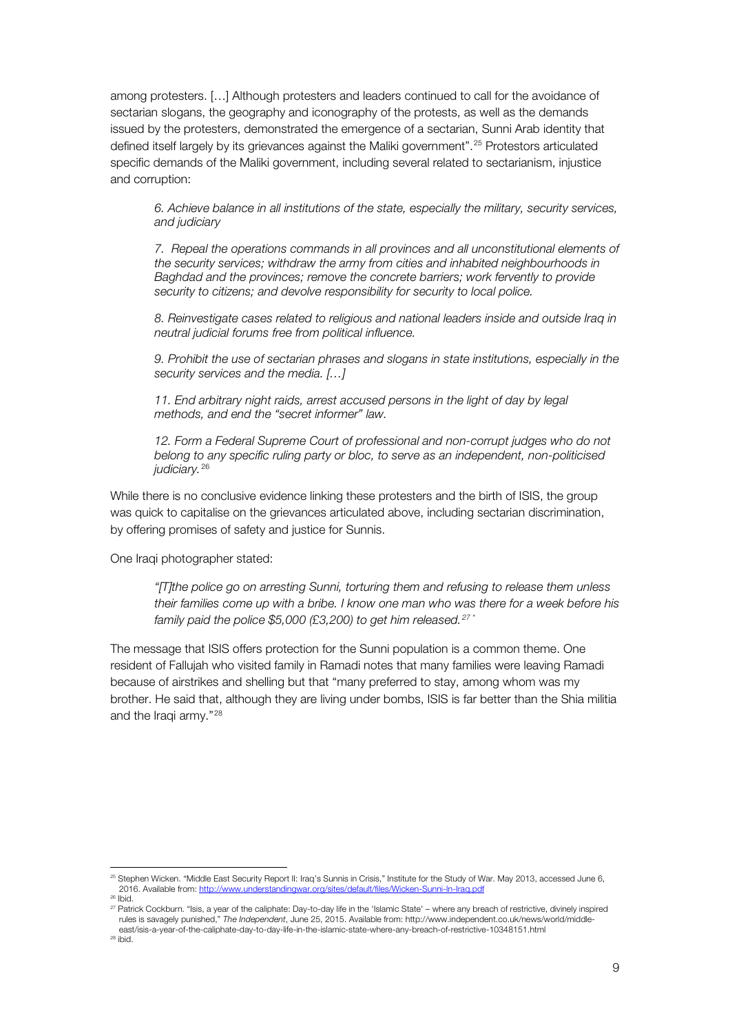among protesters. […] Although protesters and leaders continued to call for the avoidance of sectarian slogans, the geography and iconography of the protests, as well as the demands issued by the protesters, demonstrated the emergence of a sectarian, Sunni Arab identity that defined itself largely by its grievances against the Maliki government".[25] Protestors articulated specific demands of the Maliki government, including several related to sectarianism, injustice and corruption:

> *6. Achieve balance in all institutions of the state, especially the military, security services, and judiciary*
>
> *7. Repeal the operations commands in all provinces and all unconstitutional elements of the security services; withdraw the army from cities and inhabited neighbourhoods in Baghdad and the provinces; remove the concrete barriers; work fervently to provide security to citizens; and devolve responsibility for security to local police.*
>
> *8. Reinvestigate cases related to religious and national leaders inside and outside Iraq in neutral judicial forums free from political influence.*
>
> *9. Prohibit the use of sectarian phrases and slogans in state institutions, especially in the security services and the media. […]*
>
> *11. End arbitrary night raids, arrest accused persons in the light of day by legal methods, and end the "secret informer" law.*
>
> *12. Form a Federal Supreme Court of professional and non-corrupt judges who do not belong to any specific ruling party or bloc, to serve as an independent, non-politicised judiciary.*[26]

While there is no conclusive evidence linking these protesters and the birth of ISIS, the group was quick to capitalise on the grievances articulated above, including sectarian discrimination, by offering promises of safety and justice for Sunnis.

One Iraqi photographer stated:

> *"[T]the police go on arresting Sunni, torturing them and refusing to release them unless their families come up with a bribe. I know one man who was there for a week before his family paid the police $5,000 (£3,200) to get him released.*[27] *"*

The message that ISIS offers protection for the Sunni population is a common theme. One resident of Fallujah who visited family in Ramadi notes that many families were leaving Ramadi because of airstrikes and shelling but that "many preferred to stay, among whom was my brother. He said that, although they are living under bombs, ISIS is far better than the Shia militia and the Iraqi army."[28]

---

[25] Stephen Wicken. "Middle East Security Report II: Iraq's Sunnis in Crisis," Institute for the Study of War. May 2013, accessed June 6, 2016. Available from: http://www.understandingwar.org/sites/default/files/Wicken-Sunni-In-Iraq.pdf

[26] Ibid.

[27] Patrick Cockburn. "Isis, a year of the caliphate: Day-to-day life in the 'Islamic State' – where any breach of restrictive, divinely inspired rules is savagely punished," *The Independent*, June 25, 2015. Available from: http://www.independent.co.uk/news/world/middle-east/isis-a-year-of-the-caliphate-day-to-day-life-in-the-islamic-state-where-any-breach-of-restrictive-10348151.html

[28] ibid.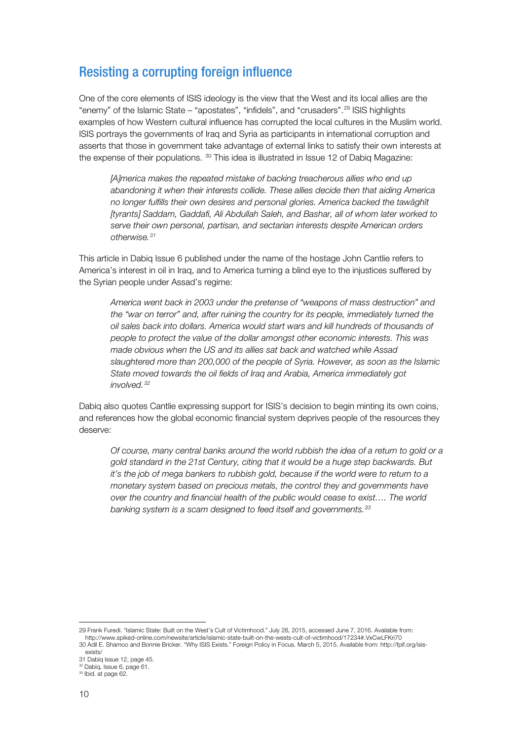## Resisting a corrupting foreign influence

One of the core elements of ISIS ideology is the view that the West and its local allies are the "enemy" of the Islamic State – "apostates", "infidels", and "crusaders".[29] ISIS highlights examples of how Western cultural influence has corrupted the local cultures in the Muslim world. ISIS portrays the governments of Iraq and Syria as participants in international corruption and asserts that those in government take advantage of external links to satisfy their own interests at the expense of their populations. [30] This idea is illustrated in Issue 12 of Dabiq Magazine:

> *[A]merica makes the repeated mistake of backing treacherous allies who end up abandoning it when their interests collide. These allies decide then that aiding America no longer fulfills their own desires and personal glories. America backed the tawāghīt [tyrants] Saddam, Gaddafi, Ali Abdullah Saleh, and Bashar, all of whom later worked to serve their own personal, partisan, and sectarian interests despite American orders otherwise.*[31]

This article in Dabiq Issue 6 published under the name of the hostage John Cantlie refers to America's interest in oil in Iraq, and to America turning a blind eye to the injustices suffered by the Syrian people under Assad's regime:

> *America went back in 2003 under the pretense of "weapons of mass destruction" and the "war on terror" and, after ruining the country for its people, immediately turned the oil sales back into dollars. America would start wars and kill hundreds of thousands of people to protect the value of the dollar amongst other economic interests. This was made obvious when the US and its allies sat back and watched while Assad slaughtered more than 200,000 of the people of Syria. However, as soon as the Islamic State moved towards the oil fields of Iraq and Arabia, America immediately got involved.*[32]

Dabiq also quotes Cantlie expressing support for ISIS's decision to begin minting its own coins, and references how the global economic financial system deprives people of the resources they deserve:

> *Of course, many central banks around the world rubbish the idea of a return to gold or a gold standard in the 21st Century, citing that it would be a huge step backwards. But it's the job of mega bankers to rubbish gold, because if the world were to return to a monetary system based on precious metals, the control they and governments have over the country and financial health of the public would cease to exist…. The world banking system is a scam designed to feed itself and governments.*[33]

---

29 Frank Furedi. "Islamic State: Built on the West's Cult of Victimhood." July 28, 2015, accessed June 7, 2016. Available from: http://www.spiked-online.com/newsite/article/islamic-state-built-on-the-wests-cult-of-victimhood/17234#.VxCwLFKri70

30 Adil E. Shamoo and Bonnie Bricker. "Why ISIS Exists." Foreign Policy in Focus. March 5, 2015. Available from: http://fpif.org/isis-exists/

31 Dabiq Issue 12, page 45.

32 Dabiq, Issue 6, page 61.

33 Ibid. at page 62.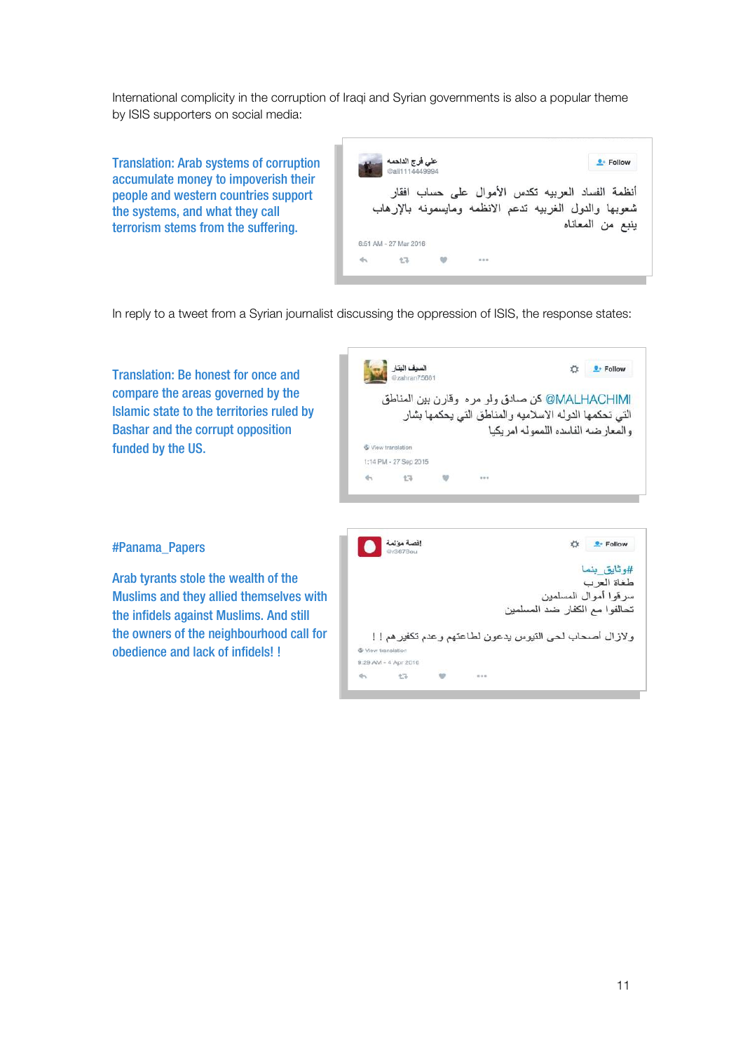International complicity in the corruption of Iraqi and Syrian governments is also a popular theme by ISIS supporters on social media:

Translation: Arab systems of corruption accumulate money to impoverish their people and western countries support the systems, and what they call terrorism stems from the suffering.

علي فرج الداحلة
@ali1114449994

أنظمة الفساد العربيه تكدس الأموال على حساب افقار شعوبها والدول الغربيه تدعم الانظمه ومايسمونه بالإرهاب ينبع من المعاناه

6:51 AM - 27 Mar 2016

In reply to a tweet from a Syrian journalist discussing the oppression of ISIS, the response states:

Translation: Be honest for once and compare the areas governed by the Islamic state to the territories ruled by Bashar and the corrupt opposition funded by the US.

السيف البتار
@zahran75661

@MALHACHIMI كن صادق ولو مره وقارن بين المناطق التي تحكمها الدولة الاسلاميه والمناطق التي يحكمها بشار والمعارضه الفاسدة الممولة امريكيا

View translation

1:14 PM - 27 Sep 2015

#Panama_Papers

Arab tyrants stole the wealth of the Muslims and they allied themselves with the infidels against Muslims. And still the owners of the neighbourhood call for obedience and lack of infidels! !

قصة مؤلمة
@r3673eu

#وثائق_بنما
طغاة العرب
سرقوا أموال المسلمين
تحالفوا مع الكفار ضد المسلمين

ولازال أصحاب لحى التيوس يدعون لطاعتهم وعدم تكفيرهم ! !

View translation

9:29 AM - 4 Apr 2016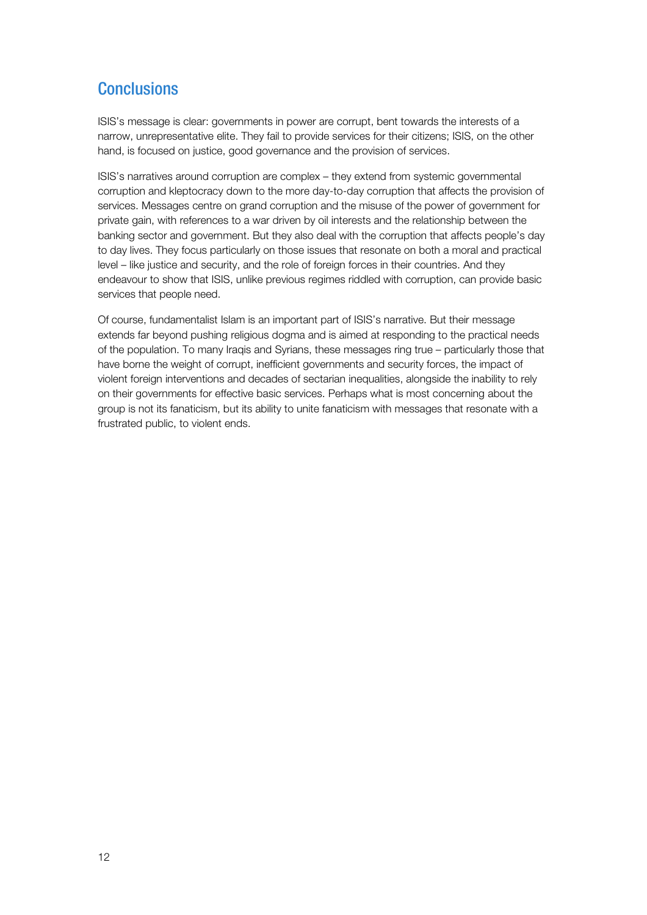## Conclusions

ISIS's message is clear: governments in power are corrupt, bent towards the interests of a narrow, unrepresentative elite. They fail to provide services for their citizens; ISIS, on the other hand, is focused on justice, good governance and the provision of services.

ISIS's narratives around corruption are complex – they extend from systemic governmental corruption and kleptocracy down to the more day-to-day corruption that affects the provision of services. Messages centre on grand corruption and the misuse of the power of government for private gain, with references to a war driven by oil interests and the relationship between the banking sector and government. But they also deal with the corruption that affects people's day to day lives. They focus particularly on those issues that resonate on both a moral and practical level – like justice and security, and the role of foreign forces in their countries. And they endeavour to show that ISIS, unlike previous regimes riddled with corruption, can provide basic services that people need.

Of course, fundamentalist Islam is an important part of ISIS's narrative. But their message extends far beyond pushing religious dogma and is aimed at responding to the practical needs of the population. To many Iraqis and Syrians, these messages ring true – particularly those that have borne the weight of corrupt, inefficient governments and security forces, the impact of violent foreign interventions and decades of sectarian inequalities, alongside the inability to rely on their governments for effective basic services. Perhaps what is most concerning about the group is not its fanaticism, but its ability to unite fanaticism with messages that resonate with a frustrated public, to violent ends.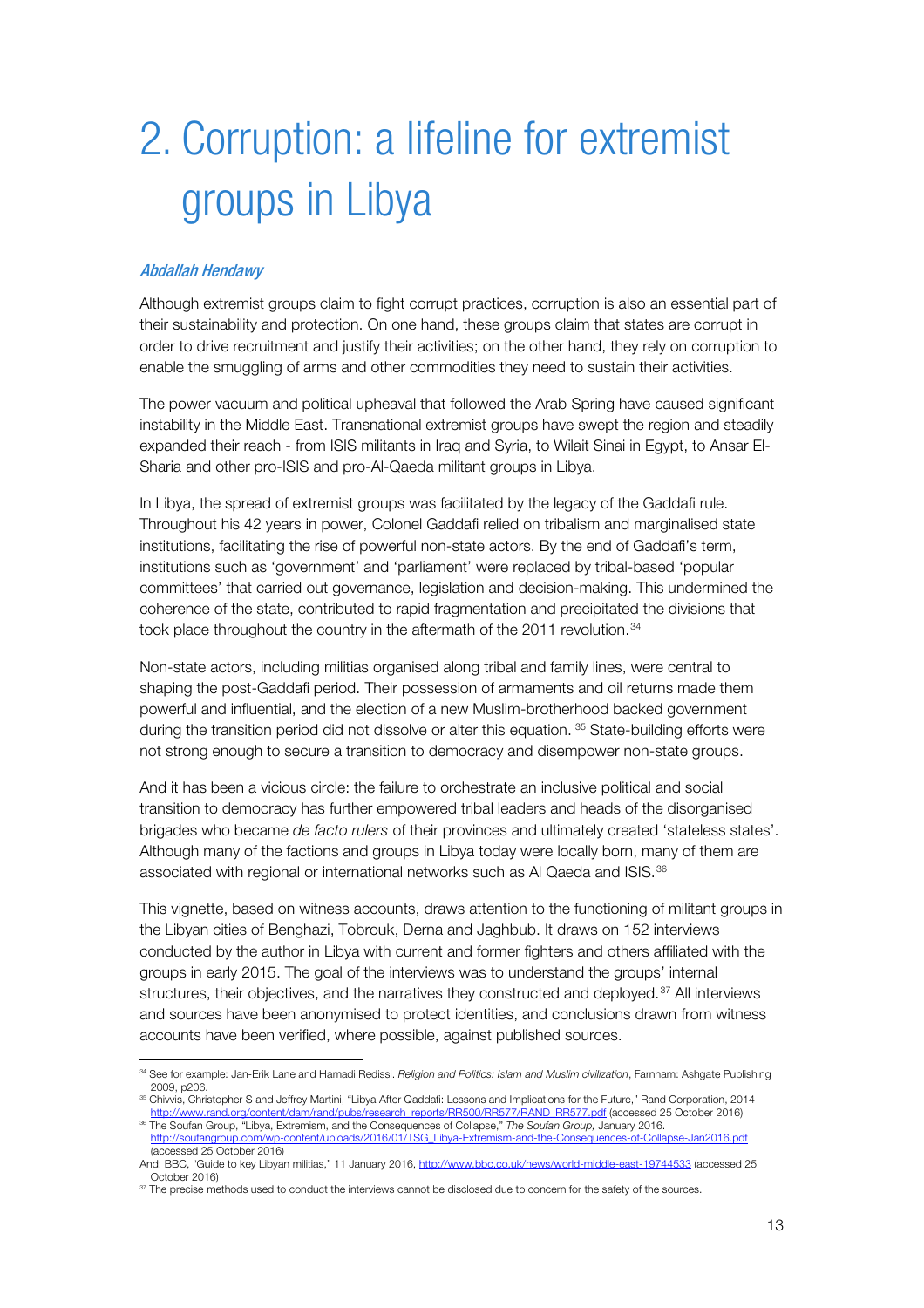# 2. Corruption: a lifeline for extremist groups in Libya

*Abdallah Hendawy*

Although extremist groups claim to fight corrupt practices, corruption is also an essential part of their sustainability and protection. On one hand, these groups claim that states are corrupt in order to drive recruitment and justify their activities; on the other hand, they rely on corruption to enable the smuggling of arms and other commodities they need to sustain their activities.

The power vacuum and political upheaval that followed the Arab Spring have caused significant instability in the Middle East. Transnational extremist groups have swept the region and steadily expanded their reach - from ISIS militants in Iraq and Syria, to Wilait Sinai in Egypt, to Ansar El-Sharia and other pro-ISIS and pro-Al-Qaeda militant groups in Libya.

In Libya, the spread of extremist groups was facilitated by the legacy of the Gaddafi rule. Throughout his 42 years in power, Colonel Gaddafi relied on tribalism and marginalised state institutions, facilitating the rise of powerful non-state actors. By the end of Gaddafi's term, institutions such as 'government' and 'parliament' were replaced by tribal-based 'popular committees' that carried out governance, legislation and decision-making. This undermined the coherence of the state, contributed to rapid fragmentation and precipitated the divisions that took place throughout the country in the aftermath of the 2011 revolution.[34]

Non-state actors, including militias organised along tribal and family lines, were central to shaping the post-Gaddafi period. Their possession of armaments and oil returns made them powerful and influential, and the election of a new Muslim-brotherhood backed government during the transition period did not dissolve or alter this equation. [35] State-building efforts were not strong enough to secure a transition to democracy and disempower non-state groups.

And it has been a vicious circle: the failure to orchestrate an inclusive political and social transition to democracy has further empowered tribal leaders and heads of the disorganised brigades who became *de facto rulers* of their provinces and ultimately created 'stateless states'. Although many of the factions and groups in Libya today were locally born, many of them are associated with regional or international networks such as Al Qaeda and ISIS.[36]

This vignette, based on witness accounts, draws attention to the functioning of militant groups in the Libyan cities of Benghazi, Tobrouk, Derna and Jaghbub. It draws on 152 interviews conducted by the author in Libya with current and former fighters and others affiliated with the groups in early 2015. The goal of the interviews was to understand the groups' internal structures, their objectives, and the narratives they constructed and deployed.[37] All interviews and sources have been anonymised to protect identities, and conclusions drawn from witness accounts have been verified, where possible, against published sources.

---

[34] See for example: Jan-Erik Lane and Hamadi Redissi. *Religion and Politics: Islam and Muslim civilization*, Farnham: Ashgate Publishing 2009, p206.

[35] Chivvis, Christopher S and Jeffrey Martini, "Libya After Qaddafi: Lessons and Implications for the Future," Rand Corporation, 2014 http://www.rand.org/content/dam/rand/pubs/research_reports/RR500/RR577/RAND_RR577.pdf (accessed 25 October 2016)

[36] The Soufan Group, "Libya, Extremism, and the Consequences of Collapse," *The Soufan Group,* January 2016. http://soufangroup.com/wp-content/uploads/2016/01/TSG_Libya-Extremism-and-the-Consequences-of-Collapse-Jan2016.pdf (accessed 25 October 2016)
And: BBC, "Guide to key Libyan militias," 11 January 2016, http://www.bbc.co.uk/news/world-middle-east-19744533 (accessed 25 October 2016)

[37] The precise methods used to conduct the interviews cannot be disclosed due to concern for the safety of the sources.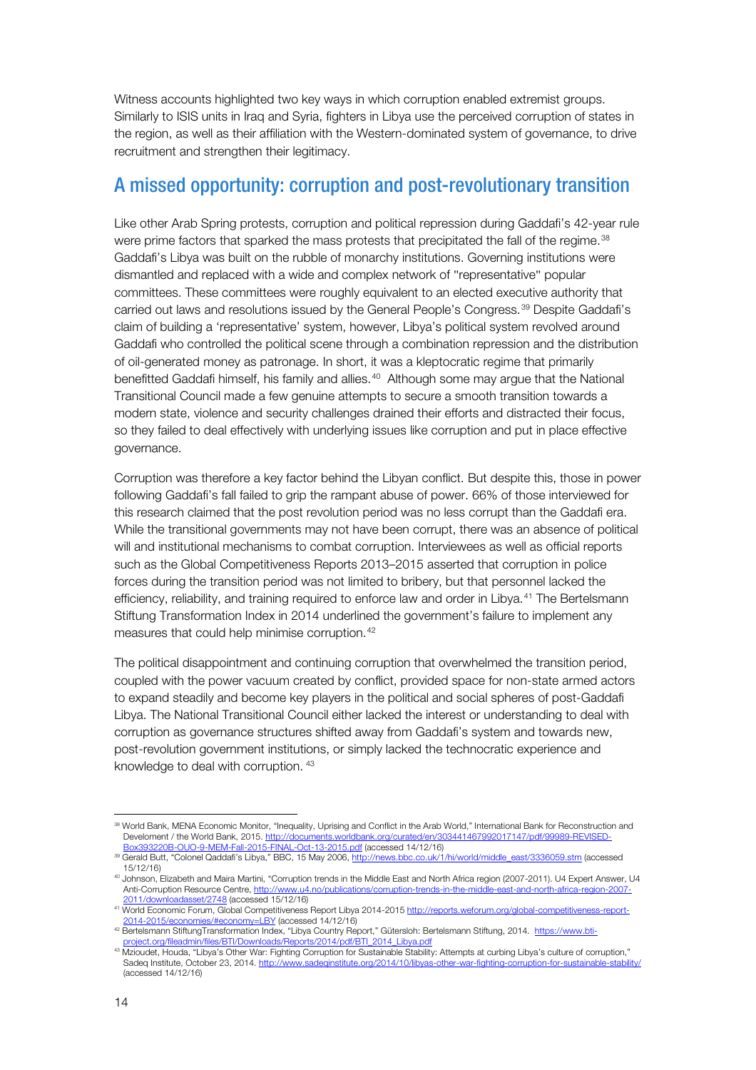Witness accounts highlighted two key ways in which corruption enabled extremist groups. Similarly to ISIS units in Iraq and Syria, fighters in Libya use the perceived corruption of states in the region, as well as their affiliation with the Western-dominated system of governance, to drive recruitment and strengthen their legitimacy.

## A missed opportunity: corruption and post-revolutionary transition

Like other Arab Spring protests, corruption and political repression during Gaddafi's 42-year rule were prime factors that sparked the mass protests that precipitated the fall of the regime.[38] Gaddafi's Libya was built on the rubble of monarchy institutions. Governing institutions were dismantled and replaced with a wide and complex network of "representative" popular committees. These committees were roughly equivalent to an elected executive authority that carried out laws and resolutions issued by the General People's Congress.[39] Despite Gaddafi's claim of building a 'representative' system, however, Libya's political system revolved around Gaddafi who controlled the political scene through a combination repression and the distribution of oil-generated money as patronage. In short, it was a kleptocratic regime that primarily benefitted Gaddafi himself, his family and allies.[40] Although some may argue that the National Transitional Council made a few genuine attempts to secure a smooth transition towards a modern state, violence and security challenges drained their efforts and distracted their focus, so they failed to deal effectively with underlying issues like corruption and put in place effective governance.

Corruption was therefore a key factor behind the Libyan conflict. But despite this, those in power following Gaddafi's fall failed to grip the rampant abuse of power. 66% of those interviewed for this research claimed that the post revolution period was no less corrupt than the Gaddafi era. While the transitional governments may not have been corrupt, there was an absence of political will and institutional mechanisms to combat corruption. Interviewees as well as official reports such as the Global Competitiveness Reports 2013–2015 asserted that corruption in police forces during the transition period was not limited to bribery, but that personnel lacked the efficiency, reliability, and training required to enforce law and order in Libya.[41] The Bertelsmann Stiftung Transformation Index in 2014 underlined the government's failure to implement any measures that could help minimise corruption.[42]

The political disappointment and continuing corruption that overwhelmed the transition period, coupled with the power vacuum created by conflict, provided space for non-state armed actors to expand steadily and become key players in the political and social spheres of post-Gaddafi Libya. The National Transitional Council either lacked the interest or understanding to deal with corruption as governance structures shifted away from Gaddafi's system and towards new, post-revolution government institutions, or simply lacked the technocratic experience and knowledge to deal with corruption.[43]

---

[38] World Bank, MENA Economic Monitor, "Inequality, Uprising and Conflict in the Arab World," International Bank for Reconstruction and Develoment / the World Bank, 2015. http://documents.worldbank.org/curated/en/303441467992017147/pdf/99989-REVISED-Box393220B-OUO-9-MEM-Fall-2015-FINAL-Oct-13-2015.pdf (accessed 14/12/16)

[39] Gerald Butt, "Colonel Qaddafi's Libya," BBC, 15 May 2006, http://news.bbc.co.uk/1/hi/world/middle_east/3336059.stm (accessed 15/12/16)

[40] Johnson, Elizabeth and Maira Martini, "Corruption trends in the Middle East and North Africa region (2007-2011). U4 Expert Answer, U4 Anti-Corruption Resource Centre, http://www.u4.no/publications/corruption-trends-in-the-middle-east-and-north-africa-region-2007-2011/downloadasset/2748 (accessed 15/12/16)

[41] World Economic Forum, Global Competitiveness Report Libya 2014-2015 http://reports.weforum.org/global-competitiveness-report-2014-2015/economies/#economy=LBY (accessed 14/12/16)

[42] Bertelsmann StiftungTransformation Index, "Libya Country Report," Gütersloh: Bertelsmann Stiftung, 2014. https://www.bti-project.org/fileadmin/files/BTI/Downloads/Reports/2014/pdf/BTI_2014_Libya.pdf

[43] Mzioudet, Houda, "Libya's Other War: Fighting Corruption for Sustainable Stability: Attempts at curbing Libya's culture of corruption," Sadeq Institute, October 23, 2014. http://www.sadeqinstitute.org/2014/10/libyas-other-war-fighting-corruption-for-sustainable-stability/ (accessed 14/12/16)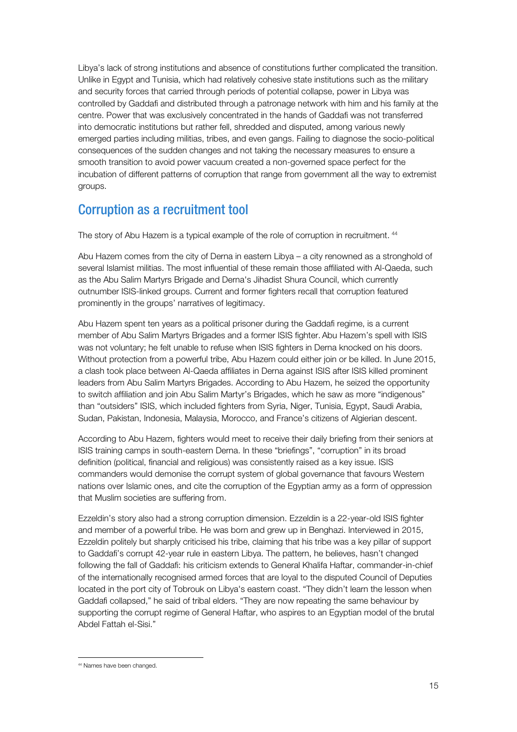Libya's lack of strong institutions and absence of constitutions further complicated the transition. Unlike in Egypt and Tunisia, which had relatively cohesive state institutions such as the military and security forces that carried through periods of potential collapse, power in Libya was controlled by Gaddafi and distributed through a patronage network with him and his family at the centre. Power that was exclusively concentrated in the hands of Gaddafi was not transferred into democratic institutions but rather fell, shredded and disputed, among various newly emerged parties including militias, tribes, and even gangs. Failing to diagnose the socio-political consequences of the sudden changes and not taking the necessary measures to ensure a smooth transition to avoid power vacuum created a non-governed space perfect for the incubation of different patterns of corruption that range from government all the way to extremist groups.

## Corruption as a recruitment tool

The story of Abu Hazem is a typical example of the role of corruption in recruitment. [44]

Abu Hazem comes from the city of Derna in eastern Libya – a city renowned as a stronghold of several Islamist militias. The most influential of these remain those affiliated with Al-Qaeda, such as the Abu Salim Martyrs Brigade and Derna's Jihadist Shura Council, which currently outnumber ISIS-linked groups. Current and former fighters recall that corruption featured prominently in the groups' narratives of legitimacy.

Abu Hazem spent ten years as a political prisoner during the Gaddafi regime, is a current member of Abu Salim Martyrs Brigades and a former ISIS fighter. Abu Hazem's spell with ISIS was not voluntary; he felt unable to refuse when ISIS fighters in Derna knocked on his doors. Without protection from a powerful tribe, Abu Hazem could either join or be killed. In June 2015, a clash took place between Al-Qaeda affiliates in Derna against ISIS after ISIS killed prominent leaders from Abu Salim Martyrs Brigades. According to Abu Hazem, he seized the opportunity to switch affiliation and join Abu Salim Martyr's Brigades, which he saw as more "indigenous" than "outsiders" ISIS, which included fighters from Syria, Niger, Tunisia, Egypt, Saudi Arabia, Sudan, Pakistan, Indonesia, Malaysia, Morocco, and France's citizens of Algerian descent.

According to Abu Hazem, fighters would meet to receive their daily briefing from their seniors at ISIS training camps in south-eastern Derna. In these "briefings", "corruption" in its broad definition (political, financial and religious) was consistently raised as a key issue. ISIS commanders would demonise the corrupt system of global governance that favours Western nations over Islamic ones, and cite the corruption of the Egyptian army as a form of oppression that Muslim societies are suffering from.

Ezzeldin's story also had a strong corruption dimension. Ezzeldin is a 22-year-old ISIS fighter and member of a powerful tribe. He was born and grew up in Benghazi. Interviewed in 2015, Ezzeldin politely but sharply criticised his tribe, claiming that his tribe was a key pillar of support to Gaddafi's corrupt 42-year rule in eastern Libya. The pattern, he believes, hasn't changed following the fall of Gaddafi: his criticism extends to General Khalifa Haftar, commander-in-chief of the internationally recognised armed forces that are loyal to the disputed Council of Deputies located in the port city of Tobrouk on Libya's eastern coast. "They didn't learn the lesson when Gaddafi collapsed," he said of tribal elders. "They are now repeating the same behaviour by supporting the corrupt regime of General Haftar, who aspires to an Egyptian model of the brutal Abdel Fattah el-Sisi."

[44] Names have been changed.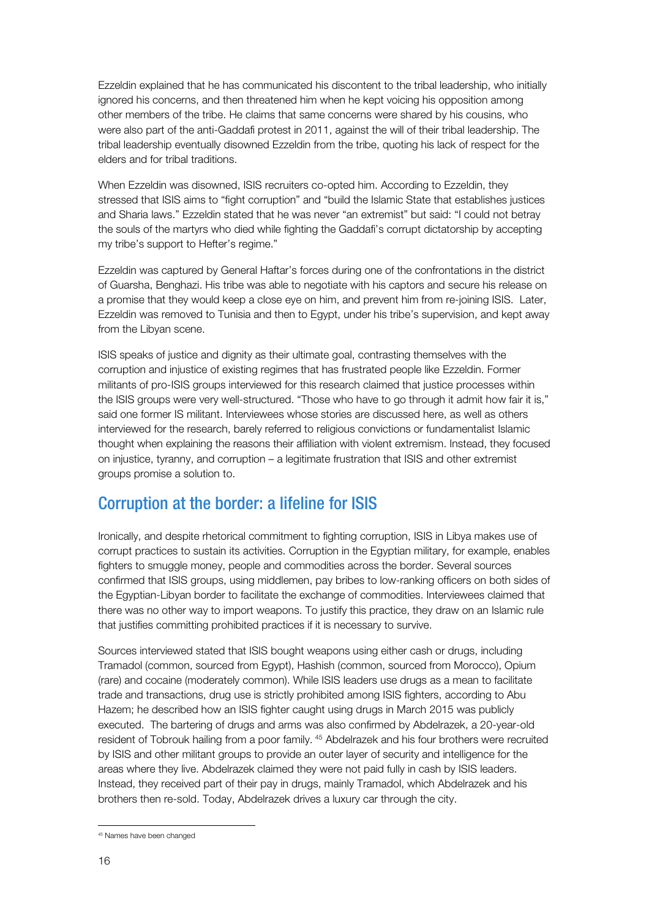Ezzeldin explained that he has communicated his discontent to the tribal leadership, who initially ignored his concerns, and then threatened him when he kept voicing his opposition among other members of the tribe. He claims that same concerns were shared by his cousins, who were also part of the anti-Gaddafi protest in 2011, against the will of their tribal leadership. The tribal leadership eventually disowned Ezzeldin from the tribe, quoting his lack of respect for the elders and for tribal traditions.

When Ezzeldin was disowned, ISIS recruiters co-opted him. According to Ezzeldin, they stressed that ISIS aims to "fight corruption" and "build the Islamic State that establishes justices and Sharia laws." Ezzeldin stated that he was never "an extremist" but said: "I could not betray the souls of the martyrs who died while fighting the Gaddafi's corrupt dictatorship by accepting my tribe's support to Hefter's regime."

Ezzeldin was captured by General Haftar's forces during one of the confrontations in the district of Guarsha, Benghazi. His tribe was able to negotiate with his captors and secure his release on a promise that they would keep a close eye on him, and prevent him from re-joining ISIS. Later, Ezzeldin was removed to Tunisia and then to Egypt, under his tribe's supervision, and kept away from the Libyan scene.

ISIS speaks of justice and dignity as their ultimate goal, contrasting themselves with the corruption and injustice of existing regimes that has frustrated people like Ezzeldin. Former militants of pro-ISIS groups interviewed for this research claimed that justice processes within the ISIS groups were very well-structured. "Those who have to go through it admit how fair it is," said one former IS militant. Interviewees whose stories are discussed here, as well as others interviewed for the research, barely referred to religious convictions or fundamentalist Islamic thought when explaining the reasons their affiliation with violent extremism. Instead, they focused on injustice, tyranny, and corruption – a legitimate frustration that ISIS and other extremist groups promise a solution to.

## Corruption at the border: a lifeline for ISIS

Ironically, and despite rhetorical commitment to fighting corruption, ISIS in Libya makes use of corrupt practices to sustain its activities. Corruption in the Egyptian military, for example, enables fighters to smuggle money, people and commodities across the border. Several sources confirmed that ISIS groups, using middlemen, pay bribes to low-ranking officers on both sides of the Egyptian-Libyan border to facilitate the exchange of commodities. Interviewees claimed that there was no other way to import weapons. To justify this practice, they draw on an Islamic rule that justifies committing prohibited practices if it is necessary to survive.

Sources interviewed stated that ISIS bought weapons using either cash or drugs, including Tramadol (common, sourced from Egypt), Hashish (common, sourced from Morocco), Opium (rare) and cocaine (moderately common). While ISIS leaders use drugs as a mean to facilitate trade and transactions, drug use is strictly prohibited among ISIS fighters, according to Abu Hazem; he described how an ISIS fighter caught using drugs in March 2015 was publicly executed. The bartering of drugs and arms was also confirmed by Abdelrazek, a 20-year-old resident of Tobrouk hailing from a poor family. [45] Abdelrazek and his four brothers were recruited by ISIS and other militant groups to provide an outer layer of security and intelligence for the areas where they live. Abdelrazek claimed they were not paid fully in cash by ISIS leaders. Instead, they received part of their pay in drugs, mainly Tramadol, which Abdelrazek and his brothers then re-sold. Today, Abdelrazek drives a luxury car through the city.

[45] Names have been changed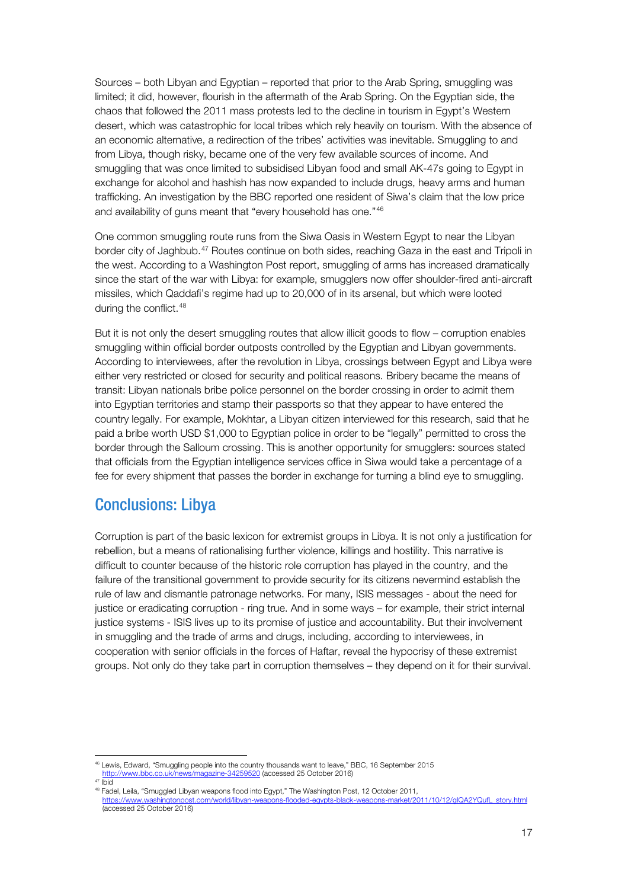Sources – both Libyan and Egyptian – reported that prior to the Arab Spring, smuggling was limited; it did, however, flourish in the aftermath of the Arab Spring. On the Egyptian side, the chaos that followed the 2011 mass protests led to the decline in tourism in Egypt's Western desert, which was catastrophic for local tribes which rely heavily on tourism. With the absence of an economic alternative, a redirection of the tribes' activities was inevitable. Smuggling to and from Libya, though risky, became one of the very few available sources of income. And smuggling that was once limited to subsidised Libyan food and small AK-47s going to Egypt in exchange for alcohol and hashish has now expanded to include drugs, heavy arms and human trafficking. An investigation by the BBC reported one resident of Siwa's claim that the low price and availability of guns meant that "every household has one."[46]

One common smuggling route runs from the Siwa Oasis in Western Egypt to near the Libyan border city of Jaghbub.[47] Routes continue on both sides, reaching Gaza in the east and Tripoli in the west. According to a Washington Post report, smuggling of arms has increased dramatically since the start of the war with Libya: for example, smugglers now offer shoulder-fired anti-aircraft missiles, which Qaddafi's regime had up to 20,000 of in its arsenal, but which were looted during the conflict.[48]

But it is not only the desert smuggling routes that allow illicit goods to flow – corruption enables smuggling within official border outposts controlled by the Egyptian and Libyan governments. According to interviewees, after the revolution in Libya, crossings between Egypt and Libya were either very restricted or closed for security and political reasons. Bribery became the means of transit: Libyan nationals bribe police personnel on the border crossing in order to admit them into Egyptian territories and stamp their passports so that they appear to have entered the country legally. For example, Mokhtar, a Libyan citizen interviewed for this research, said that he paid a bribe worth USD $1,000 to Egyptian police in order to be "legally" permitted to cross the border through the Salloum crossing. This is another opportunity for smugglers: sources stated that officials from the Egyptian intelligence services office in Siwa would take a percentage of a fee for every shipment that passes the border in exchange for turning a blind eye to smuggling.

## Conclusions: Libya

Corruption is part of the basic lexicon for extremist groups in Libya. It is not only a justification for rebellion, but a means of rationalising further violence, killings and hostility. This narrative is difficult to counter because of the historic role corruption has played in the country, and the failure of the transitional government to provide security for its citizens nevermind establish the rule of law and dismantle patronage networks. For many, ISIS messages - about the need for justice or eradicating corruption - ring true. And in some ways – for example, their strict internal justice systems - ISIS lives up to its promise of justice and accountability. But their involvement in smuggling and the trade of arms and drugs, including, according to interviewees, in cooperation with senior officials in the forces of Haftar, reveal the hypocrisy of these extremist groups. Not only do they take part in corruption themselves – they depend on it for their survival.

---

[46] Lewis, Edward, "Smuggling people into the country thousands want to leave," BBC, 16 September 2015 http://www.bbc.co.uk/news/magazine-34259520 (accessed 25 October 2016)

[47] Ibid

[48] Fadel, Leila, "Smuggled Libyan weapons flood into Egypt," The Washington Post, 12 October 2011, https://www.washingtonpost.com/world/libyan-weapons-flooded-egypts-black-weapons-market/2011/10/12/gIQA2YQufL_story.html (accessed 25 October 2016)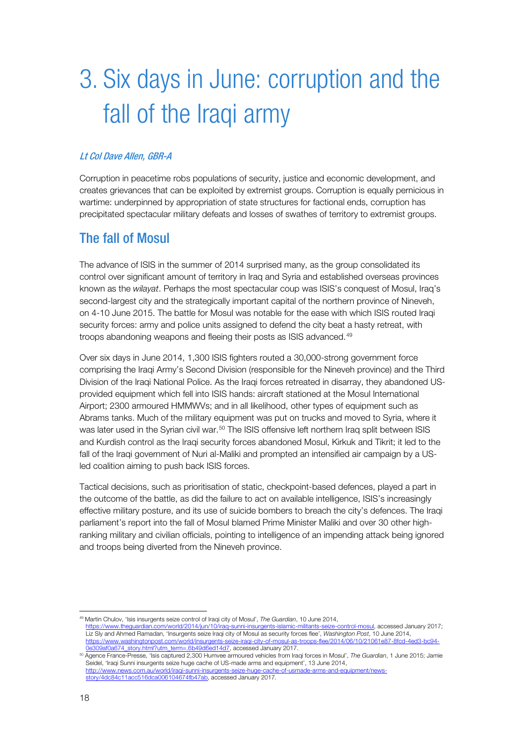# 3. Six days in June: corruption and the fall of the Iraqi army

*Lt Col Dave Allen, GBR-A*

Corruption in peacetime robs populations of security, justice and economic development, and creates grievances that can be exploited by extremist groups. Corruption is equally pernicious in wartime: underpinned by appropriation of state structures for factional ends, corruption has precipitated spectacular military defeats and losses of swathes of territory to extremist groups.

## The fall of Mosul

The advance of ISIS in the summer of 2014 surprised many, as the group consolidated its control over significant amount of territory in Iraq and Syria and established overseas provinces known as the *wilayat*. Perhaps the most spectacular coup was ISIS's conquest of Mosul, Iraq's second-largest city and the strategically important capital of the northern province of Nineveh, on 4-10 June 2015. The battle for Mosul was notable for the ease with which ISIS routed Iraqi security forces: army and police units assigned to defend the city beat a hasty retreat, with troops abandoning weapons and fleeing their posts as ISIS advanced.[49]

Over six days in June 2014, 1,300 ISIS fighters routed a 30,000-strong government force comprising the Iraqi Army's Second Division (responsible for the Nineveh province) and the Third Division of the Iraqi National Police. As the Iraqi forces retreated in disarray, they abandoned US-provided equipment which fell into ISIS hands: aircraft stationed at the Mosul International Airport; 2300 armoured HMMWVs; and in all likelihood, other types of equipment such as Abrams tanks. Much of the military equipment was put on trucks and moved to Syria, where it was later used in the Syrian civil war.[50] The ISIS offensive left northern Iraq split between ISIS and Kurdish control as the Iraqi security forces abandoned Mosul, Kirkuk and Tikrit; it led to the fall of the Iraqi government of Nuri al-Maliki and prompted an intensified air campaign by a US-led coalition aiming to push back ISIS forces.

Tactical decisions, such as prioritisation of static, checkpoint-based defences, played a part in the outcome of the battle, as did the failure to act on available intelligence, ISIS's increasingly effective military posture, and its use of suicide bombers to breach the city's defences. The Iraqi parliament's report into the fall of Mosul blamed Prime Minister Maliki and over 30 other high-ranking military and civilian officials, pointing to intelligence of an impending attack being ignored and troops being diverted from the Nineveh province.

---

[49] Martin Chulov, 'Isis insurgents seize control of Iraqi city of Mosul', *The Guardian*, 10 June 2014, https://www.theguardian.com/world/2014/jun/10/iraq-sunni-insurgents-islamic-militants-seize-control-mosul, accessed January 2017; Liz Sly and Ahmed Ramadan, 'Insurgents seize Iraqi city of Mosul as security forces flee', *Washington Post*, 10 June 2014, https://www.washingtonpost.com/world/insurgents-seize-iraqi-city-of-mosul-as-troops-flee/2014/06/10/21061e87-8fcd-4ed3-bc94-0e309af0a674_story.html?utm_term=.6b49d6ed14d7, accessed January 2017.

[50] Agence France-Presse, 'Isis captured 2,300 Humvee armoured vehicles from Iraqi forces in Mosul', *The Guardian*, 1 June 2015; Jamie Seidel, 'Iraqi Sunni insurgents seize huge cache of US-made arms and equipment', 13 June 2014, http://www.news.com.au/world/iraqi-sunni-insurgents-seize-huge-cache-of-usmade-arms-and-equipment/news-story/4dc84c11acc516dca006104674fb47ab, accessed January 2017.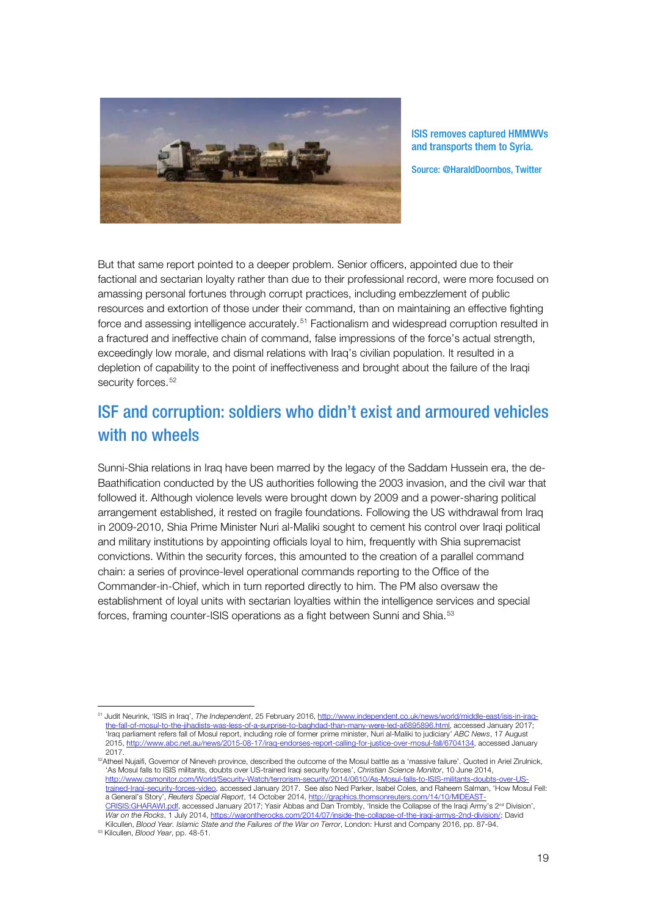ISIS removes captured HMMWVs and transports them to Syria.

Source: @HaraldDoornbos, Twitter

But that same report pointed to a deeper problem. Senior officers, appointed due to their factional and sectarian loyalty rather than due to their professional record, were more focused on amassing personal fortunes through corrupt practices, including embezzlement of public resources and extortion of those under their command, than on maintaining an effective fighting force and assessing intelligence accurately.[51] Factionalism and widespread corruption resulted in a fractured and ineffective chain of command, false impressions of the force's actual strength, exceedingly low morale, and dismal relations with Iraq's civilian population. It resulted in a depletion of capability to the point of ineffectiveness and brought about the failure of the Iraqi security forces.[52]

## ISF and corruption: soldiers who didn't exist and armoured vehicles with no wheels

Sunni-Shia relations in Iraq have been marred by the legacy of the Saddam Hussein era, the de-Baathification conducted by the US authorities following the 2003 invasion, and the civil war that followed it. Although violence levels were brought down by 2009 and a power-sharing political arrangement established, it rested on fragile foundations. Following the US withdrawal from Iraq in 2009-2010, Shia Prime Minister Nuri al-Maliki sought to cement his control over Iraqi political and military institutions by appointing officials loyal to him, frequently with Shia supremacist convictions. Within the security forces, this amounted to the creation of a parallel command chain: a series of province-level operational commands reporting to the Office of the Commander-in-Chief, which in turn reported directly to him. The PM also oversaw the establishment of loyal units with sectarian loyalties within the intelligence services and special forces, framing counter-ISIS operations as a fight between Sunni and Shia.[53]

---

[51] Judit Neurink, 'ISIS in Iraq', *The Independent*, 25 February 2016, http://www.independent.co.uk/news/world/middle-east/isis-in-iraq-the-fall-of-mosul-to-the-jihadists-was-less-of-a-surprise-to-baghdad-than-many-were-led-a6895896.html, accessed January 2017; 'Iraq parliament refers fall of Mosul report, including role of former prime minister, Nuri al-Maliki to judiciary' *ABC News*, 17 August 2015, http://www.abc.net.au/news/2015-08-17/iraq-endorses-report-calling-for-justice-over-mosul-fall/6704134, accessed January 2017.

[52] Atheel Nujaifi, Governor of Nineveh province, described the outcome of the Mosul battle as a 'massive failure'. Quoted in Ariel Zirulnick, 'As Mosul falls to ISIS militants, doubts over US-trained Iraqi security forces', *Christian Science Monitor*, 10 June 2014, http://www.csmonitor.com/World/Security-Watch/terrorism-security/2014/0610/As-Mosul-falls-to-ISIS-militants-doubts-over-US-trained-Iraqi-security-forces-video, accessed January 2017. See also Ned Parker, Isabel Coles, and Raheem Salman, 'How Mosul Fell: a General's Story', *Reuters Special Report*, 14 October 2014, http://graphics.thomsonreuters.com/14/10/MIDEAST-CRISIS:GHARAWI.pdf, accessed January 2017; Yasir Abbas and Dan Trombly, 'Inside the Collapse of the Iraqi Army's 2nd Division', *War on the Rocks*, 1 July 2014, https://warontherocks.com/2014/07/inside-the-collapse-of-the-iraqi-armys-2nd-division/; David Kilcullen, *Blood Year. Islamic State and the Failures of the War on Terror*, London: Hurst and Company 2016, pp. 87-94.

[53] Kilcullen, *Blood Year*, pp. 48-51.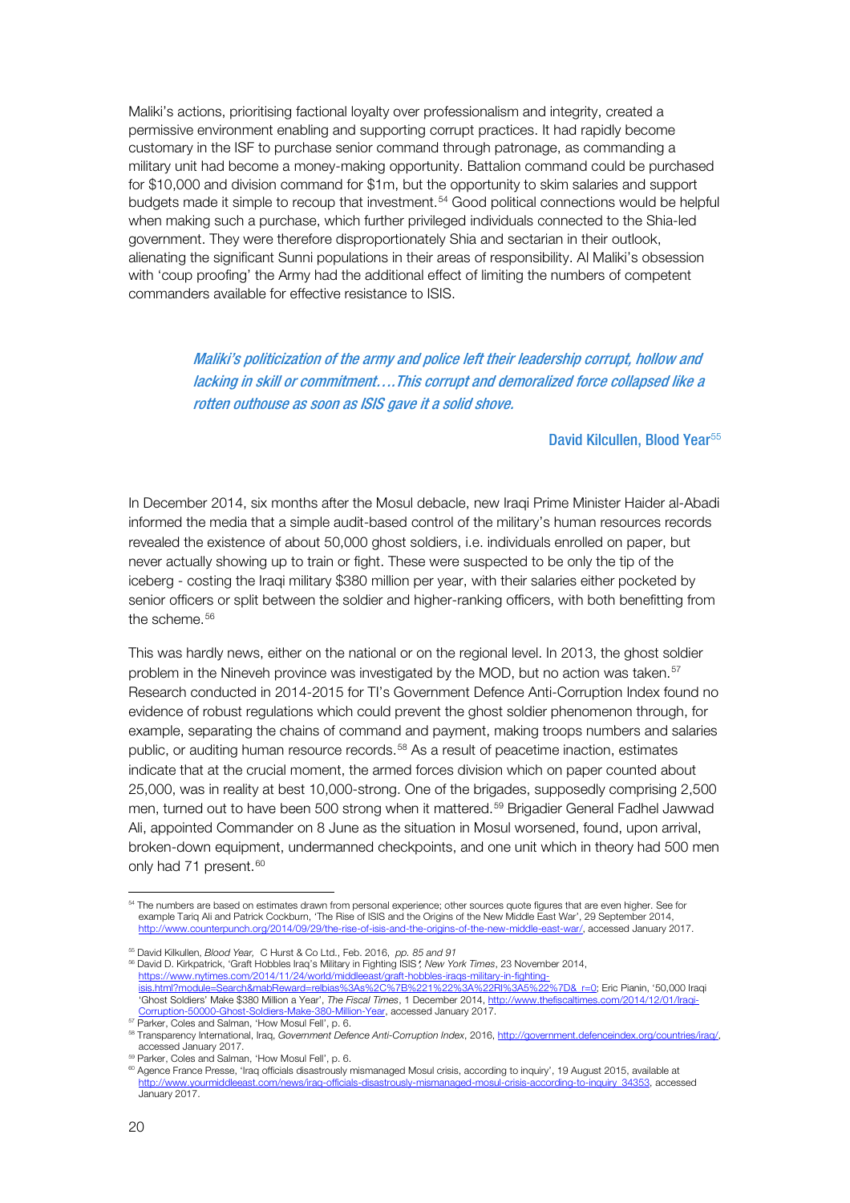Maliki's actions, prioritising factional loyalty over professionalism and integrity, created a permissive environment enabling and supporting corrupt practices. It had rapidly become customary in the ISF to purchase senior command through patronage, as commanding a military unit had become a money-making opportunity. Battalion command could be purchased for $10,000 and division command for $1m, but the opportunity to skim salaries and support budgets made it simple to recoup that investment.[54] Good political connections would be helpful when making such a purchase, which further privileged individuals connected to the Shia-led government. They were therefore disproportionately Shia and sectarian in their outlook, alienating the significant Sunni populations in their areas of responsibility. Al Maliki's obsession with 'coup proofing' the Army had the additional effect of limiting the numbers of competent commanders available for effective resistance to ISIS.

> *Maliki's politicization of the army and police left their leadership corrupt, hollow and lacking in skill or commitment….This corrupt and demoralized force collapsed like a rotten outhouse as soon as ISIS gave it a solid shove.*
>
> **David Kilcullen, Blood Year**[55]

In December 2014, six months after the Mosul debacle, new Iraqi Prime Minister Haider al-Abadi informed the media that a simple audit-based control of the military's human resources records revealed the existence of about 50,000 ghost soldiers, i.e. individuals enrolled on paper, but never actually showing up to train or fight. These were suspected to be only the tip of the iceberg - costing the Iraqi military $380 million per year, with their salaries either pocketed by senior officers or split between the soldier and higher-ranking officers, with both benefitting from the scheme.[56]

This was hardly news, either on the national or on the regional level. In 2013, the ghost soldier problem in the Nineveh province was investigated by the MOD, but no action was taken.[57] Research conducted in 2014-2015 for TI's Government Defence Anti-Corruption Index found no evidence of robust regulations which could prevent the ghost soldier phenomenon through, for example, separating the chains of command and payment, making troops numbers and salaries public, or auditing human resource records.[58] As a result of peacetime inaction, estimates indicate that at the crucial moment, the armed forces division which on paper counted about 25,000, was in reality at best 10,000-strong. One of the brigades, supposedly comprising 2,500 men, turned out to have been 500 strong when it mattered.[59] Brigadier General Fadhel Jawwad Ali, appointed Commander on 8 June as the situation in Mosul worsened, found, upon arrival, broken-down equipment, undermanned checkpoints, and one unit which in theory had 500 men only had 71 present.[60]

---

[54] The numbers are based on estimates drawn from personal experience; other sources quote figures that are even higher. See for example Tariq Ali and Patrick Cockburn, 'The Rise of ISIS and the Origins of the New Middle East War', 29 September 2014, http://www.counterpunch.org/2014/09/29/the-rise-of-isis-and-the-origins-of-the-new-middle-east-war/, accessed January 2017.

[55] David Kilkullen, *Blood Year,* C Hurst & Co Ltd., Feb. 2016, *pp. 85 and 91*

[56] David D. Kirkpatrick, 'Graft Hobbles Iraq's Military in Fighting ISIS', *New York Times*, 23 November 2014, https://www.nytimes.com/2014/11/24/world/middleeast/graft-hobbles-iraqs-military-in-fighting-isis.html?module=Search&mabReward=relbias%3As%2C%7B%221%22%3A%22RI%3A5%22%7D&_r=0; Eric Pianin, '50,000 Iraqi 'Ghost Soldiers' Make $380 Million a Year', *The Fiscal Times*, 1 December 2014, http://www.thefiscaltimes.com/2014/12/01/Iraqi-Corruption-50000-Ghost-Soldiers-Make-380-Million-Year, accessed January 2017.

[57] Parker, Coles and Salman, 'How Mosul Fell', p. 6.

[58] Transparency International, Iraq, *Government Defence Anti-Corruption Index*, 2016, http://government.defenceindex.org/countries/iraq/, accessed January 2017.

[59] Parker, Coles and Salman, 'How Mosul Fell', p. 6.

[60] Agence France Presse, 'Iraq officials disastrously mismanaged Mosul crisis, according to inquiry', 19 August 2015, available at http://www.yourmiddleeast.com/news/iraq-officials-disastrously-mismanaged-mosul-crisis-according-to-inquiry_34353, accessed January 2017.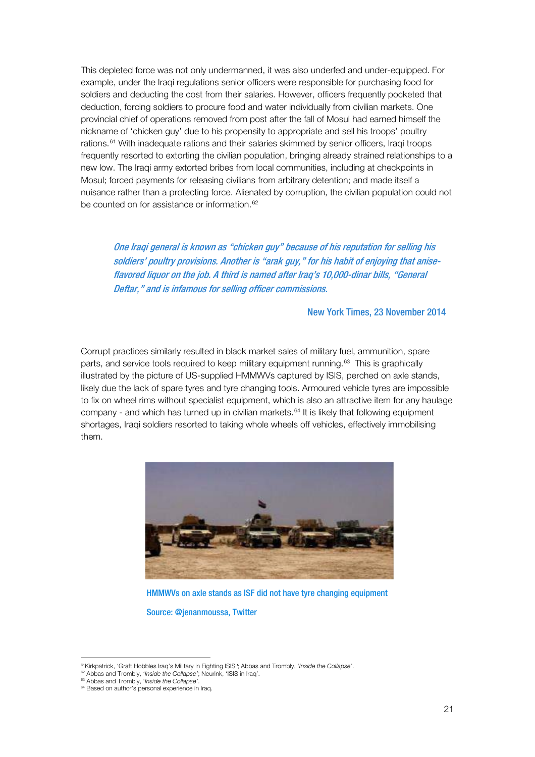This depleted force was not only undermanned, it was also underfed and under-equipped. For example, under the Iraqi regulations senior officers were responsible for purchasing food for soldiers and deducting the cost from their salaries. However, officers frequently pocketed that deduction, forcing soldiers to procure food and water individually from civilian markets. One provincial chief of operations removed from post after the fall of Mosul had earned himself the nickname of 'chicken guy' due to his propensity to appropriate and sell his troops' poultry rations.[61] With inadequate rations and their salaries skimmed by senior officers, Iraqi troops frequently resorted to extorting the civilian population, bringing already strained relationships to a new low. The Iraqi army extorted bribes from local communities, including at checkpoints in Mosul; forced payments for releasing civilians from arbitrary detention; and made itself a nuisance rather than a protecting force. Alienated by corruption, the civilian population could not be counted on for assistance or information.[62]

> *One Iraqi general is known as "chicken guy" because of his reputation for selling his soldiers' poultry provisions. Another is "arak guy," for his habit of enjoying that anise-flavored liquor on the job. A third is named after Iraq's 10,000-dinar bills, "General Deftar," and is infamous for selling officer commissions.*
>
> New York Times, 23 November 2014

Corrupt practices similarly resulted in black market sales of military fuel, ammunition, spare parts, and service tools required to keep military equipment running.[63] This is graphically illustrated by the picture of US-supplied HMMWVs captured by ISIS, perched on axle stands, likely due the lack of spare tyres and tyre changing tools. Armoured vehicle tyres are impossible to fix on wheel rims without specialist equipment, which is also an attractive item for any haulage company - and which has turned up in civilian markets.[64] It is likely that following equipment shortages, Iraqi soldiers resorted to taking whole wheels off vehicles, effectively immobilising them.

HMMWVs on axle stands as ISF did not have tyre changing equipment

Source: @jenanmoussa, Twitter

---

[61] Kirkpatrick, 'Graft Hobbles Iraq's Military in Fighting ISIS'; Abbas and Trombly, '*Inside the Collapse*'.
[62] Abbas and Trombly, '*Inside the Collapse*'; Neurink, 'ISIS in Iraq'.
[63] Abbas and Trombly, '*Inside the Collapse*'.
[64] Based on author's personal experience in Iraq.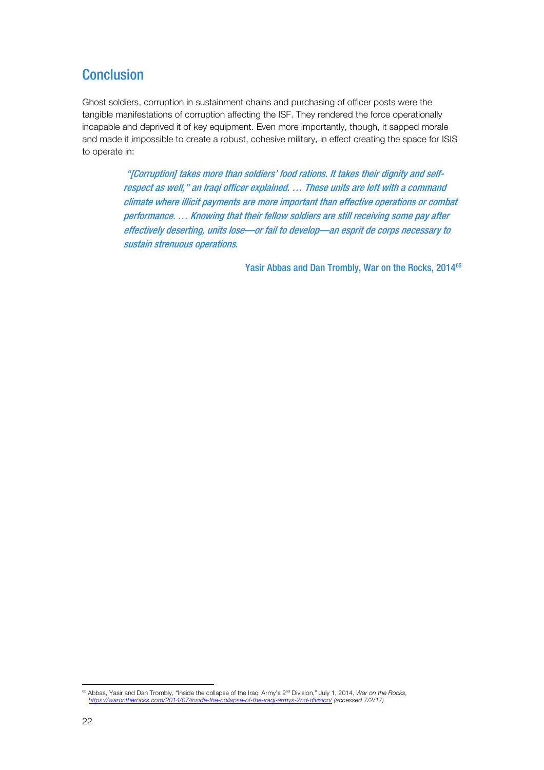## Conclusion

Ghost soldiers, corruption in sustainment chains and purchasing of officer posts were the tangible manifestations of corruption affecting the ISF. They rendered the force operationally incapable and deprived it of key equipment. Even more importantly, though, it sapped morale and made it impossible to create a robust, cohesive military, in effect creating the space for ISIS to operate in:

> *"[Corruption] takes more than soldiers' food rations. It takes their dignity and self-respect as well," an Iraqi officer explained. … These units are left with a command climate where illicit payments are more important than effective operations or combat performance. … Knowing that their fellow soldiers are still receiving some pay after effectively deserting, units lose—or fail to develop—an esprit de corps necessary to sustain strenuous operations.*
>
> Yasir Abbas and Dan Trombly, War on the Rocks, 2014[65]

[65] Abbas, Yasir and Dan Trombly, "Inside the collapse of the Iraqi Army's 2nd Division," July 1, 2014, *War on the Rocks*, https://warontherocks.com/2014/07/inside-the-collapse-of-the-iraqi-armys-2nd-division/ *(accessed 7/2/17)*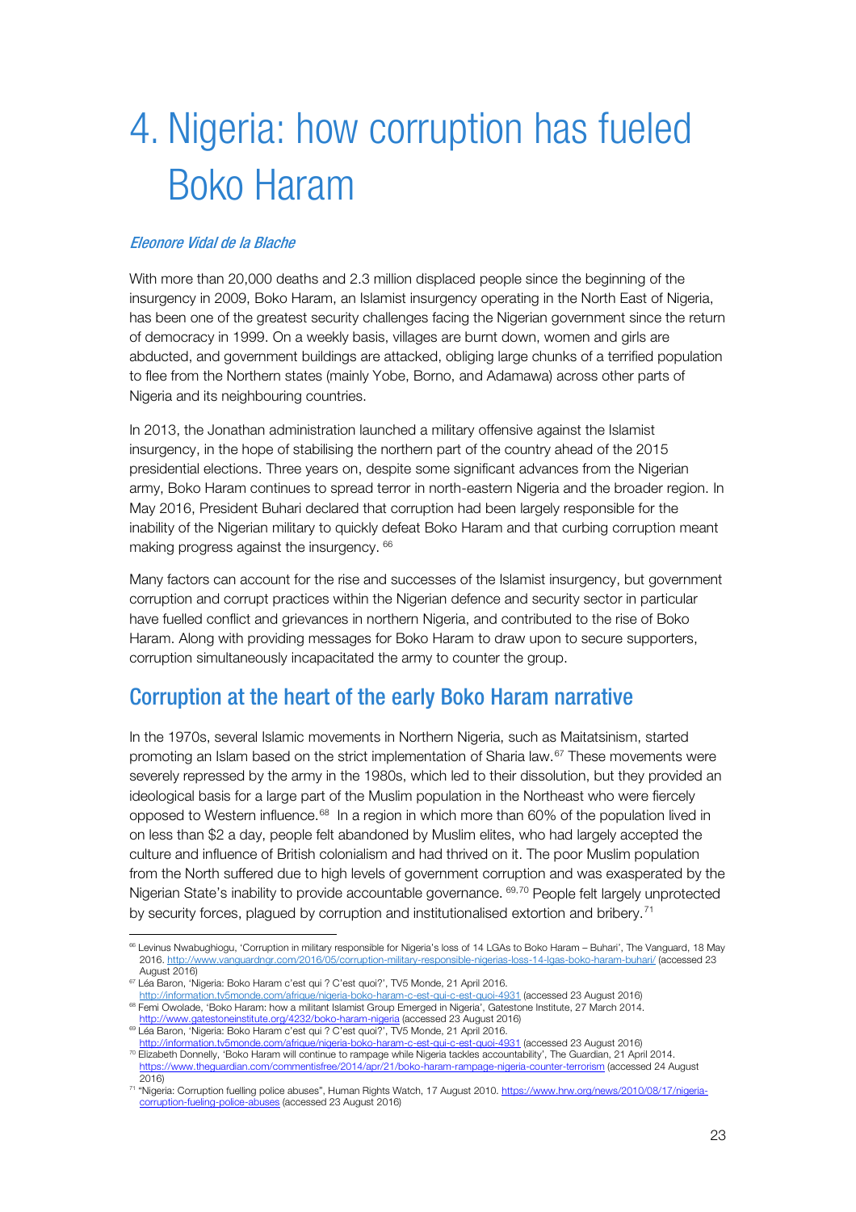# 4. Nigeria: how corruption has fueled Boko Haram

*Eleonore Vidal de la Blache*

With more than 20,000 deaths and 2.3 million displaced people since the beginning of the insurgency in 2009, Boko Haram, an Islamist insurgency operating in the North East of Nigeria, has been one of the greatest security challenges facing the Nigerian government since the return of democracy in 1999. On a weekly basis, villages are burnt down, women and girls are abducted, and government buildings are attacked, obliging large chunks of a terrified population to flee from the Northern states (mainly Yobe, Borno, and Adamawa) across other parts of Nigeria and its neighbouring countries.

In 2013, the Jonathan administration launched a military offensive against the Islamist insurgency, in the hope of stabilising the northern part of the country ahead of the 2015 presidential elections. Three years on, despite some significant advances from the Nigerian army, Boko Haram continues to spread terror in north-eastern Nigeria and the broader region. In May 2016, President Buhari declared that corruption had been largely responsible for the inability of the Nigerian military to quickly defeat Boko Haram and that curbing corruption meant making progress against the insurgency. [66]

Many factors can account for the rise and successes of the Islamist insurgency, but government corruption and corrupt practices within the Nigerian defence and security sector in particular have fuelled conflict and grievances in northern Nigeria, and contributed to the rise of Boko Haram. Along with providing messages for Boko Haram to draw upon to secure supporters, corruption simultaneously incapacitated the army to counter the group.

## Corruption at the heart of the early Boko Haram narrative

In the 1970s, several Islamic movements in Northern Nigeria, such as Maitatsinism, started promoting an Islam based on the strict implementation of Sharia law.[67] These movements were severely repressed by the army in the 1980s, which led to their dissolution, but they provided an ideological basis for a large part of the Muslim population in the Northeast who were fiercely opposed to Western influence.[68] In a region in which more than 60% of the population lived in on less than $2 a day, people felt abandoned by Muslim elites, who had largely accepted the culture and influence of British colonialism and had thrived on it. The poor Muslim population from the North suffered due to high levels of government corruption and was exasperated by the Nigerian State's inability to provide accountable governance. [69,70] People felt largely unprotected by security forces, plagued by corruption and institutionalised extortion and bribery.[71]

---

[66] Levinus Nwabughiogu, 'Corruption in military responsible for Nigeria's loss of 14 LGAs to Boko Haram – Buhari', The Vanguard, 18 May 2016. http://www.vanguardngr.com/2016/05/corruption-military-responsible-nigerias-loss-14-lgas-boko-haram-buhari/ (accessed 23 August 2016)

[67] Léa Baron, 'Nigeria: Boko Haram c'est qui ? C'est quoi?', TV5 Monde, 21 April 2016. http://information.tv5monde.com/afrique/nigeria-boko-haram-c-est-qui-c-est-quoi-4931 (accessed 23 August 2016)

[68] Femi Owolade, 'Boko Haram: how a militant Islamist Group Emerged in Nigeria', Gatestone Institute, 27 March 2014. http://www.gatestoneinstitute.org/4232/boko-haram-nigeria (accessed 23 August 2016)

[69] Léa Baron, 'Nigeria: Boko Haram c'est qui ? C'est quoi?', TV5 Monde, 21 April 2016. http://information.tv5monde.com/afrique/nigeria-boko-haram-c-est-qui-c-est-quoi-4931 (accessed 23 August 2016)

[70] Elizabeth Donnelly, 'Boko Haram will continue to rampage while Nigeria tackles accountability', The Guardian, 21 April 2014. https://www.theguardian.com/commentisfree/2014/apr/21/boko-haram-rampage-nigeria-counter-terrorism (accessed 24 August 2016)

[71] "Nigeria: Corruption fuelling police abuses", Human Rights Watch, 17 August 2010. https://www.hrw.org/news/2010/08/17/nigeria-corruption-fueling-police-abuses (accessed 23 August 2016)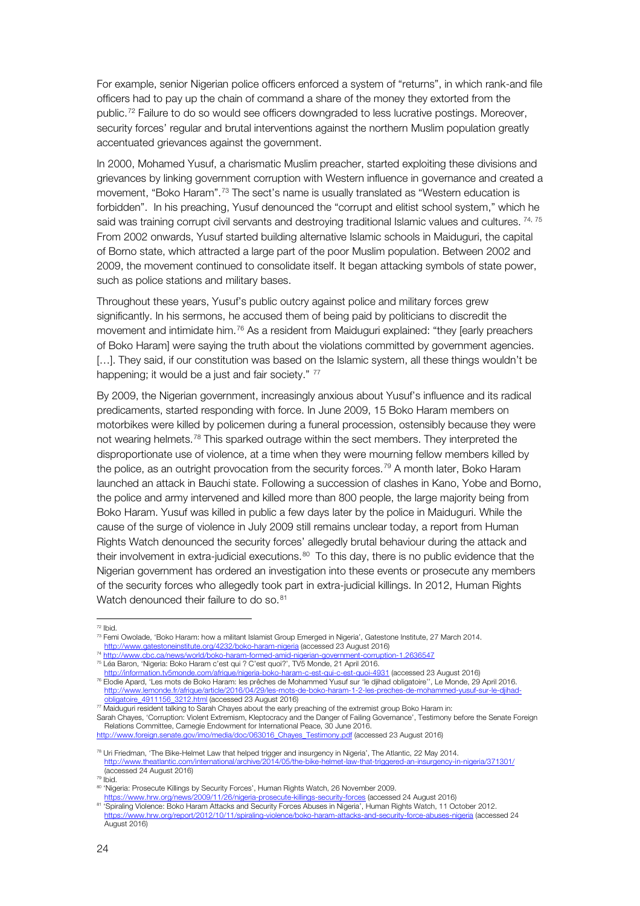For example, senior Nigerian police officers enforced a system of "returns", in which rank-and file officers had to pay up the chain of command a share of the money they extorted from the public.[72] Failure to do so would see officers downgraded to less lucrative postings. Moreover, security forces' regular and brutal interventions against the northern Muslim population greatly accentuated grievances against the government.

In 2000, Mohamed Yusuf, a charismatic Muslim preacher, started exploiting these divisions and grievances by linking government corruption with Western influence in governance and created a movement, "Boko Haram".[73] The sect's name is usually translated as "Western education is forbidden". In his preaching, Yusuf denounced the "corrupt and elitist school system," which he said was training corrupt civil servants and destroying traditional Islamic values and cultures.[74, 75] From 2002 onwards, Yusuf started building alternative Islamic schools in Maiduguri, the capital of Borno state, which attracted a large part of the poor Muslim population. Between 2002 and 2009, the movement continued to consolidate itself. It began attacking symbols of state power, such as police stations and military bases.

Throughout these years, Yusuf's public outcry against police and military forces grew significantly. In his sermons, he accused them of being paid by politicians to discredit the movement and intimidate him.[76] As a resident from Maiduguri explained: "they [early preachers of Boko Haram] were saying the truth about the violations committed by government agencies. […]. They said, if our constitution was based on the Islamic system, all these things wouldn't be happening; it would be a just and fair society."[77]

By 2009, the Nigerian government, increasingly anxious about Yusuf's influence and its radical predicaments, started responding with force. In June 2009, 15 Boko Haram members on motorbikes were killed by policemen during a funeral procession, ostensibly because they were not wearing helmets.[78] This sparked outrage within the sect members. They interpreted the disproportionate use of violence, at a time when they were mourning fellow members killed by the police, as an outright provocation from the security forces.[79] A month later, Boko Haram launched an attack in Bauchi state. Following a succession of clashes in Kano, Yobe and Borno, the police and army intervened and killed more than 800 people, the large majority being from Boko Haram. Yusuf was killed in public a few days later by the police in Maiduguri. While the cause of the surge of violence in July 2009 still remains unclear today, a report from Human Rights Watch denounced the security forces' allegedly brutal behaviour during the attack and their involvement in extra-judicial executions.[80] To this day, there is no public evidence that the Nigerian government has ordered an investigation into these events or prosecute any members of the security forces who allegedly took part in extra-judicial killings. In 2012, Human Rights Watch denounced their failure to do so.[81]

---

[72] Ibid.

[73] Femi Owolade, 'Boko Haram: how a militant Islamist Group Emerged in Nigeria', Gatestone Institute, 27 March 2014. http://www.gatestoneinstitute.org/4232/boko-haram-nigeria (accessed 23 August 2016)

[74] http://www.cbc.ca/news/world/boko-haram-formed-amid-nigerian-government-corruption-1.2636547

[75] Léa Baron, 'Nigeria: Boko Haram c'est qui ? C'est quoi?', TV5 Monde, 21 April 2016. http://information.tv5monde.com/afrique/nigeria-boko-haram-c-est-qui-c-est-quoi-4931 (accessed 23 August 2016)

[76] Elodie Apard, 'Les mots de Boko Haram: les prêches de Mohammed Yusuf sur 'le djihad obligatoire'', Le Monde, 29 April 2016. http://www.lemonde.fr/afrique/article/2016/04/29/les-mots-de-boko-haram-1-2-les-preches-de-mohammed-yusuf-sur-le-djihad-obligatoire_4911156_3212.html (accessed 23 August 2016)

[77] Maiduguri resident talking to Sarah Chayes about the early preaching of the extremist group Boko Haram in: Sarah Chayes, 'Corruption: Violent Extremism, Kleptocracy and the Danger of Failing Governance', Testimony before the Senate Foreign Relations Committee, Carnegie Endowment for International Peace, 30 June 2016. http://www.foreign.senate.gov/imo/media/doc/063016_Chayes_Testimony.pdf (accessed 23 August 2016)

[78] Uri Friedman, 'The Bike-Helmet Law that helped trigger and insurgency in Nigeria', The Atlantic, 22 May 2014. http://www.theatlantic.com/international/archive/2014/05/the-bike-helmet-law-that-triggered-an-insurgency-in-nigeria/371301/ (accessed 24 August 2016)

[79] Ibid.

[80] 'Nigeria: Prosecute Killings by Security Forces', Human Rights Watch, 26 November 2009. https://www.hrw.org/news/2009/11/26/nigeria-prosecute-killings-security-forces (accessed 24 August 2016)

[81] 'Spiraling Violence: Boko Haram Attacks and Security Forces Abuses in Nigeria', Human Rights Watch, 11 October 2012. https://www.hrw.org/report/2012/10/11/spiraling-violence/boko-haram-attacks-and-security-force-abuses-nigeria (accessed 24 August 2016)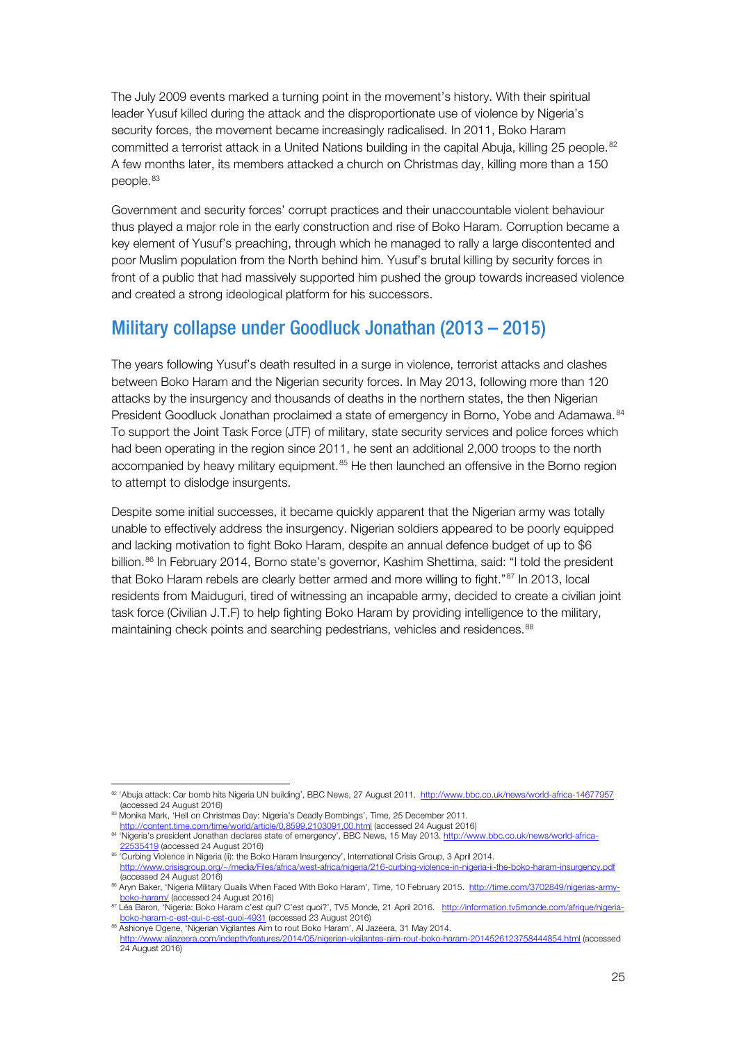The July 2009 events marked a turning point in the movement's history. With their spiritual leader Yusuf killed during the attack and the disproportionate use of violence by Nigeria's security forces, the movement became increasingly radicalised. In 2011, Boko Haram committed a terrorist attack in a United Nations building in the capital Abuja, killing 25 people.[82] A few months later, its members attacked a church on Christmas day, killing more than a 150 people.[83]

Government and security forces' corrupt practices and their unaccountable violent behaviour thus played a major role in the early construction and rise of Boko Haram. Corruption became a key element of Yusuf's preaching, through which he managed to rally a large discontented and poor Muslim population from the North behind him. Yusuf's brutal killing by security forces in front of a public that had massively supported him pushed the group towards increased violence and created a strong ideological platform for his successors.

## Military collapse under Goodluck Jonathan (2013 – 2015)

The years following Yusuf's death resulted in a surge in violence, terrorist attacks and clashes between Boko Haram and the Nigerian security forces. In May 2013, following more than 120 attacks by the insurgency and thousands of deaths in the northern states, the then Nigerian President Goodluck Jonathan proclaimed a state of emergency in Borno, Yobe and Adamawa.[84] To support the Joint Task Force (JTF) of military, state security services and police forces which had been operating in the region since 2011, he sent an additional 2,000 troops to the north accompanied by heavy military equipment.[85] He then launched an offensive in the Borno region to attempt to dislodge insurgents.

Despite some initial successes, it became quickly apparent that the Nigerian army was totally unable to effectively address the insurgency. Nigerian soldiers appeared to be poorly equipped and lacking motivation to fight Boko Haram, despite an annual defence budget of up to $6 billion.[86] In February 2014, Borno state's governor, Kashim Shettima, said: "I told the president that Boko Haram rebels are clearly better armed and more willing to fight."[87] In 2013, local residents from Maiduguri, tired of witnessing an incapable army, decided to create a civilian joint task force (Civilian J.T.F) to help fighting Boko Haram by providing intelligence to the military, maintaining check points and searching pedestrians, vehicles and residences.[88]

---

[82] 'Abuja attack: Car bomb hits Nigeria UN building', BBC News, 27 August 2011. http://www.bbc.co.uk/news/world-africa-14677957 (accessed 24 August 2016)

[83] Monika Mark, 'Hell on Christmas Day: Nigeria's Deadly Bombings', Time, 25 December 2011. http://content.time.com/time/world/article/0,8599,2103091,00.html (accessed 24 August 2016)

[84] 'Nigeria's president Jonathan declares state of emergency', BBC News, 15 May 2013. http://www.bbc.co.uk/news/world-africa-22535419 (accessed 24 August 2016)

[85] 'Curbing Violence in Nigeria (ii): the Boko Haram Insurgency', International Crisis Group, 3 April 2014. http://www.crisisgroup.org/~/media/Files/africa/west-africa/nigeria/216-curbing-violence-in-nigeria-ii-the-boko-haram-insurgency.pdf (accessed 24 August 2016)

[86] Aryn Baker, 'Nigeria Military Quails When Faced With Boko Haram', Time, 10 February 2015. http://time.com/3702849/nigerias-army-boko-haram/ (accessed 24 August 2016)

[87] Léa Baron, 'Nigeria: Boko Haram c'est qui? C'est quoi?', TV5 Monde, 21 April 2016. http://information.tv5monde.com/afrique/nigeria-boko-haram-c-est-qui-c-est-quoi-4931 (accessed 23 August 2016)

[88] Ashionye Ogene, 'Nigerian Vigilantes Aim to rout Boko Haram', Al Jazeera, 31 May 2014. http://www.aljazeera.com/indepth/features/2014/05/nigerian-vigilantes-aim-rout-boko-haram-2014526123758444854.html (accessed 24 August 2016)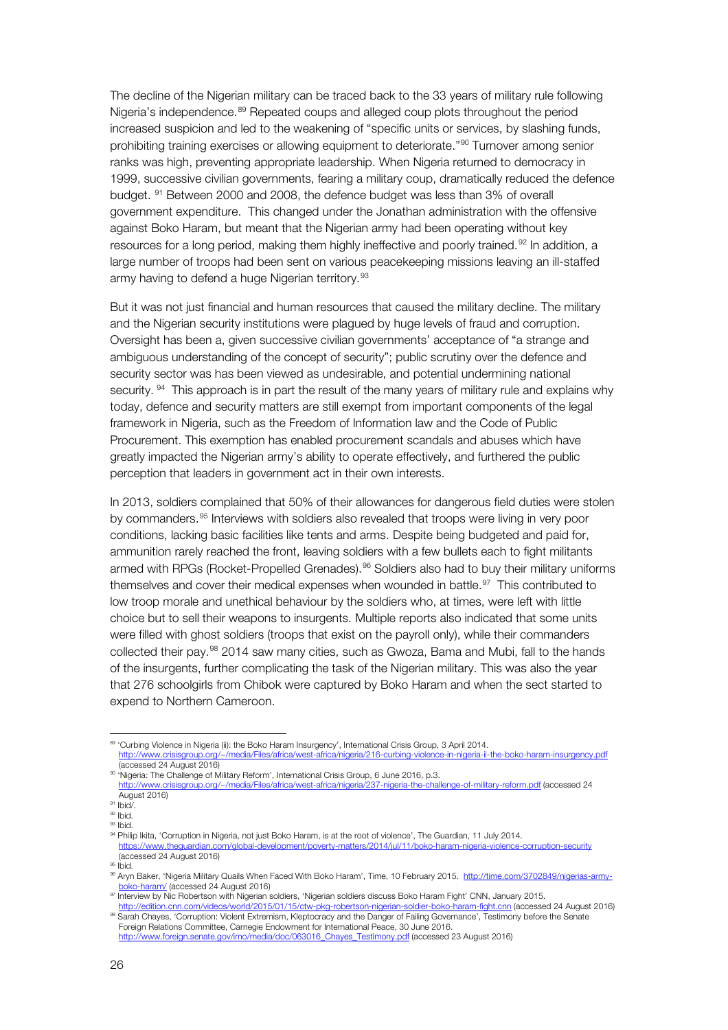The decline of the Nigerian military can be traced back to the 33 years of military rule following Nigeria's independence.[89] Repeated coups and alleged coup plots throughout the period increased suspicion and led to the weakening of "specific units or services, by slashing funds, prohibiting training exercises or allowing equipment to deteriorate."[90] Turnover among senior ranks was high, preventing appropriate leadership. When Nigeria returned to democracy in 1999, successive civilian governments, fearing a military coup, dramatically reduced the defence budget. [91] Between 2000 and 2008, the defence budget was less than 3% of overall government expenditure. This changed under the Jonathan administration with the offensive against Boko Haram, but meant that the Nigerian army had been operating without key resources for a long period, making them highly ineffective and poorly trained.[92] In addition, a large number of troops had been sent on various peacekeeping missions leaving an ill-staffed army having to defend a huge Nigerian territory.[93]

But it was not just financial and human resources that caused the military decline. The military and the Nigerian security institutions were plagued by huge levels of fraud and corruption. Oversight has been a, given successive civilian governments' acceptance of "a strange and ambiguous understanding of the concept of security"; public scrutiny over the defence and security sector was has been viewed as undesirable, and potential undermining national security. [94] This approach is in part the result of the many years of military rule and explains why today, defence and security matters are still exempt from important components of the legal framework in Nigeria, such as the Freedom of Information law and the Code of Public Procurement. This exemption has enabled procurement scandals and abuses which have greatly impacted the Nigerian army's ability to operate effectively, and furthered the public perception that leaders in government act in their own interests.

In 2013, soldiers complained that 50% of their allowances for dangerous field duties were stolen by commanders.[95] Interviews with soldiers also revealed that troops were living in very poor conditions, lacking basic facilities like tents and arms. Despite being budgeted and paid for, ammunition rarely reached the front, leaving soldiers with a few bullets each to fight militants armed with RPGs (Rocket-Propelled Grenades).[96] Soldiers also had to buy their military uniforms themselves and cover their medical expenses when wounded in battle.[97] This contributed to low troop morale and unethical behaviour by the soldiers who, at times, were left with little choice but to sell their weapons to insurgents. Multiple reports also indicated that some units were filled with ghost soldiers (troops that exist on the payroll only), while their commanders collected their pay.[98] 2014 saw many cities, such as Gwoza, Bama and Mubi, fall to the hands of the insurgents, further complicating the task of the Nigerian military. This was also the year that 276 schoolgirls from Chibok were captured by Boko Haram and when the sect started to expend to Northern Cameroon.

---

[89] 'Curbing Violence in Nigeria (ii): the Boko Haram Insurgency', International Crisis Group, 3 April 2014. http://www.crisisgroup.org/~/media/Files/africa/west-africa/nigeria/216-curbing-violence-in-nigeria-ii-the-boko-haram-insurgency.pdf (accessed 24 August 2016)

[90] 'Nigeria: The Challenge of Military Reform', International Crisis Group, 6 June 2016, p.3. http://www.crisisgroup.org/~/media/Files/africa/west-africa/nigeria/237-nigeria-the-challenge-of-military-reform.pdf (accessed 24 August 2016)

[91] Ibid/.

[92] Ibid.

[93] Ibid.

[94] Philip Ikita, 'Corruption in Nigeria, not just Boko Haram, is at the root of violence', The Guardian, 11 July 2014. https://www.theguardian.com/global-development/poverty-matters/2014/jul/11/boko-haram-nigeria-violence-corruption-security (accessed 24 August 2016)

[95] Ibid.

[96] Aryn Baker, 'Nigeria Military Quails When Faced With Boko Haram', Time, 10 February 2015. http://time.com/3702849/nigerias-army-boko-haram/ (accessed 24 August 2016)

[97] Interview by Nic Robertson with Nigerian soldiers, 'Nigerian soldiers discuss Boko Haram Fight' CNN, January 2015. http://edition.cnn.com/videos/world/2015/01/15/ctw-pkg-robertson-nigerian-soldier-boko-haram-fight.cnn (accessed 24 August 2016)

[98] Sarah Chayes, 'Corruption: Violent Extremism, Kleptocracy and the Danger of Failing Governance', Testimony before the Senate Foreign Relations Committee, Carnegie Endowment for International Peace, 30 June 2016. http://www.foreign.senate.gov/imo/media/doc/063016_Chayes_Testimony.pdf (accessed 23 August 2016)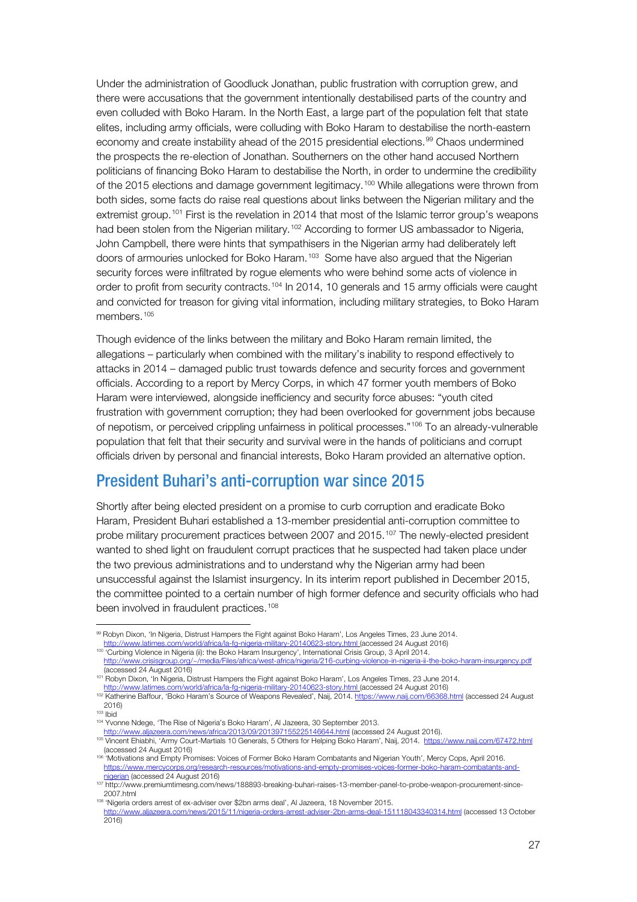Under the administration of Goodluck Jonathan, public frustration with corruption grew, and there were accusations that the government intentionally destabilised parts of the country and even colluded with Boko Haram. In the North East, a large part of the population felt that state elites, including army officials, were colluding with Boko Haram to destabilise the north-eastern economy and create instability ahead of the 2015 presidential elections.[99] Chaos undermined the prospects the re-election of Jonathan. Southerners on the other hand accused Northern politicians of financing Boko Haram to destabilise the North, in order to undermine the credibility of the 2015 elections and damage government legitimacy.[100] While allegations were thrown from both sides, some facts do raise real questions about links between the Nigerian military and the extremist group.[101] First is the revelation in 2014 that most of the Islamic terror group's weapons had been stolen from the Nigerian military.[102] According to former US ambassador to Nigeria, John Campbell, there were hints that sympathisers in the Nigerian army had deliberately left doors of armouries unlocked for Boko Haram.[103] Some have also argued that the Nigerian security forces were infiltrated by rogue elements who were behind some acts of violence in order to profit from security contracts.[104] In 2014, 10 generals and 15 army officials were caught and convicted for treason for giving vital information, including military strategies, to Boko Haram members.[105]

Though evidence of the links between the military and Boko Haram remain limited, the allegations – particularly when combined with the military's inability to respond effectively to attacks in 2014 – damaged public trust towards defence and security forces and government officials. According to a report by Mercy Corps, in which 47 former youth members of Boko Haram were interviewed, alongside inefficiency and security force abuses: "youth cited frustration with government corruption; they had been overlooked for government jobs because of nepotism, or perceived crippling unfairness in political processes."[106] To an already-vulnerable population that felt that their security and survival were in the hands of politicians and corrupt officials driven by personal and financial interests, Boko Haram provided an alternative option.

## President Buhari's anti-corruption war since 2015

Shortly after being elected president on a promise to curb corruption and eradicate Boko Haram, President Buhari established a 13-member presidential anti-corruption committee to probe military procurement practices between 2007 and 2015.[107] The newly-elected president wanted to shed light on fraudulent corrupt practices that he suspected had taken place under the two previous administrations and to understand why the Nigerian army had been unsuccessful against the Islamist insurgency. In its interim report published in December 2015, the committee pointed to a certain number of high former defence and security officials who had been involved in fraudulent practices.[108]

---

[99] Robyn Dixon, 'In Nigeria, Distrust Hampers the Fight against Boko Haram', Los Angeles Times, 23 June 2014. http://www.latimes.com/world/africa/la-fg-nigeria-military-20140623-story.html (accessed 24 August 2016)

[100] 'Curbing Violence in Nigeria (ii): the Boko Haram Insurgency', International Crisis Group, 3 April 2014. http://www.crisisgroup.org/~/media/Files/africa/west-africa/nigeria/216-curbing-violence-in-nigeria-ii-the-boko-haram-insurgency.pdf (accessed 24 August 2016)

[101] Robyn Dixon, 'In Nigeria, Distrust Hampers the Fight against Boko Haram', Los Angeles Times, 23 June 2014. http://www.latimes.com/world/africa/la-fg-nigeria-military-20140623-story.html (accessed 24 August 2016)

[102] Katherine Baffour, 'Boko Haram's Source of Weapons Revealed', Naij, 2014. https://www.naij.com/66368.html (accessed 24 August 2016)

[103] Ibid

[104] Yvonne Ndege, 'The Rise of Nigeria's Boko Haram', Al Jazeera, 30 September 2013. http://www.aljazeera.com/news/africa/2013/09/201397155225146644.html (accessed 24 August 2016).

[105] Vincent Ehiabhi, 'Army Court-Martials 10 Generals, 5 Others for Helping Boko Haram', Naij, 2014. https://www.naij.com/67472.html (accessed 24 August 2016)

[106] 'Motivations and Empty Promises: Voices of Former Boko Haram Combatants and Nigerian Youth', Mercy Cops, April 2016. https://www.mercycorps.org/research-resources/motivations-and-empty-promises-voices-former-boko-haram-combatants-and-nigerian (accessed 24 August 2016)

[107] http://www.premiumtimesng.com/news/188893-breaking-buhari-raises-13-member-panel-to-probe-weapon-procurement-since-2007.html

[108] 'Nigeria orders arrest of ex-adviser over $2bn arms deal', Al Jazeera, 18 November 2015. http://www.aljazeera.com/news/2015/11/nigeria-orders-arrest-adviser-2bn-arms-deal-151118043340314.html (accessed 13 October 2016)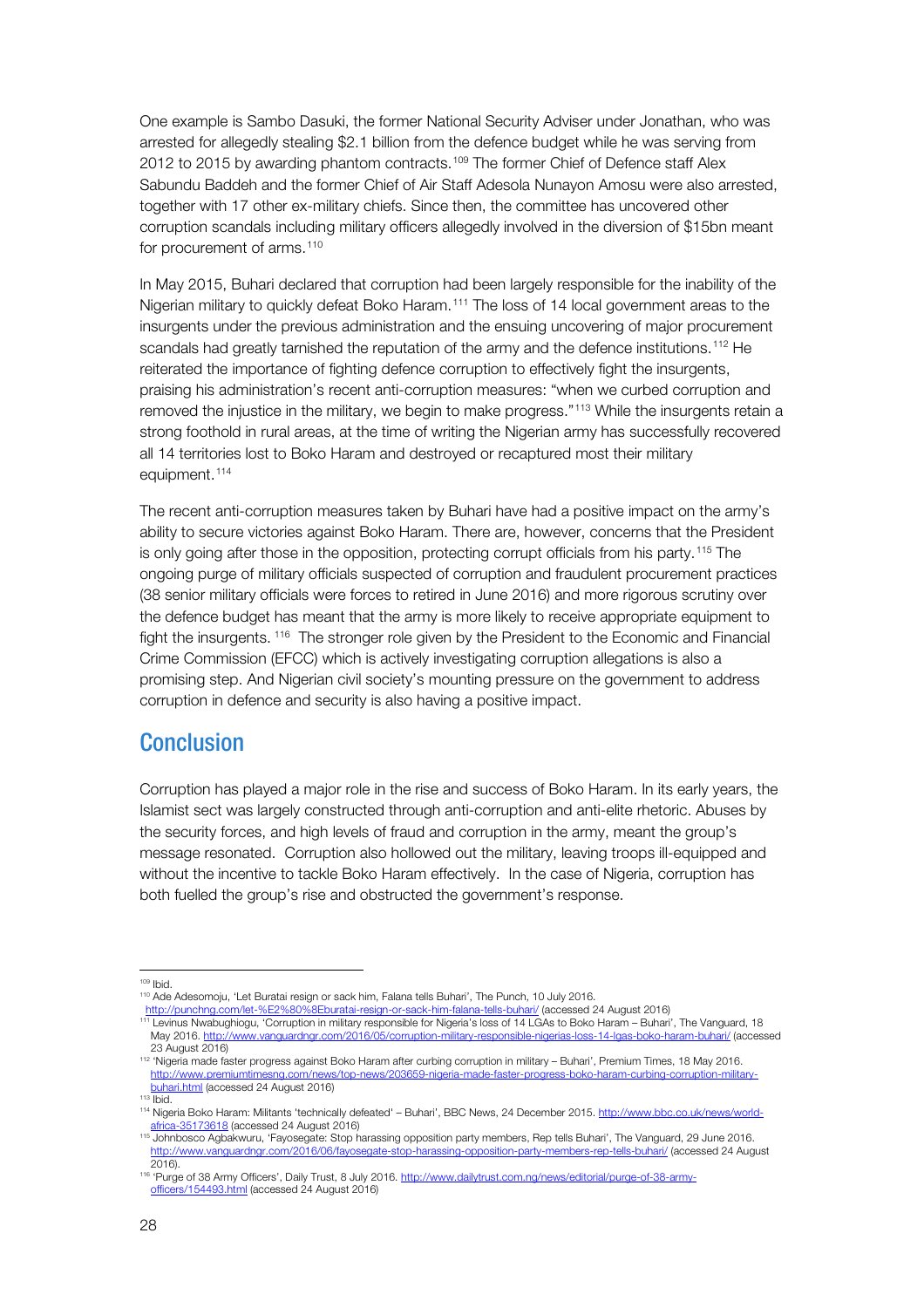One example is Sambo Dasuki, the former National Security Adviser under Jonathan, who was arrested for allegedly stealing $2.1 billion from the defence budget while he was serving from 2012 to 2015 by awarding phantom contracts.[109] The former Chief of Defence staff Alex Sabundu Baddeh and the former Chief of Air Staff Adesola Nunayon Amosu were also arrested, together with 17 other ex-military chiefs. Since then, the committee has uncovered other corruption scandals including military officers allegedly involved in the diversion of $15bn meant for procurement of arms.[110]

In May 2015, Buhari declared that corruption had been largely responsible for the inability of the Nigerian military to quickly defeat Boko Haram.[111] The loss of 14 local government areas to the insurgents under the previous administration and the ensuing uncovering of major procurement scandals had greatly tarnished the reputation of the army and the defence institutions.[112] He reiterated the importance of fighting defence corruption to effectively fight the insurgents, praising his administration's recent anti-corruption measures: "when we curbed corruption and removed the injustice in the military, we begin to make progress."[113] While the insurgents retain a strong foothold in rural areas, at the time of writing the Nigerian army has successfully recovered all 14 territories lost to Boko Haram and destroyed or recaptured most their military equipment.[114]

The recent anti-corruption measures taken by Buhari have had a positive impact on the army's ability to secure victories against Boko Haram. There are, however, concerns that the President is only going after those in the opposition, protecting corrupt officials from his party.[115] The ongoing purge of military officials suspected of corruption and fraudulent procurement practices (38 senior military officials were forces to retired in June 2016) and more rigorous scrutiny over the defence budget has meant that the army is more likely to receive appropriate equipment to fight the insurgents.[116] The stronger role given by the President to the Economic and Financial Crime Commission (EFCC) which is actively investigating corruption allegations is also a promising step. And Nigerian civil society's mounting pressure on the government to address corruption in defence and security is also having a positive impact.

## Conclusion

Corruption has played a major role in the rise and success of Boko Haram. In its early years, the Islamist sect was largely constructed through anti-corruption and anti-elite rhetoric. Abuses by the security forces, and high levels of fraud and corruption in the army, meant the group's message resonated. Corruption also hollowed out the military, leaving troops ill-equipped and without the incentive to tackle Boko Haram effectively. In the case of Nigeria, corruption has both fuelled the group's rise and obstructed the government's response.

---

[109] Ibid.

[110] Ade Adesomoju, 'Let Buratai resign or sack him, Falana tells Buhari', The Punch, 10 July 2016. http://punchng.com/let-%E2%80%8Eburatai-resign-or-sack-him-falana-tells-buhari/ (accessed 24 August 2016)

[111] Levinus Nwabughiogu, 'Corruption in military responsible for Nigeria's loss of 14 LGAs to Boko Haram – Buhari', The Vanguard, 18 May 2016. http://www.vanguardngr.com/2016/05/corruption-military-responsible-nigerias-loss-14-lgas-boko-haram-buhari/ (accessed 23 August 2016)

[112] 'Nigeria made faster progress against Boko Haram after curbing corruption in military – Buhari', Premium Times, 18 May 2016. http://www.premiumtimesng.com/news/top-news/203659-nigeria-made-faster-progress-boko-haram-curbing-corruption-military-buhari.html (accessed 24 August 2016)

[113] Ibid.

[114] Nigeria Boko Haram: Militants 'technically defeated' – Buhari', BBC News, 24 December 2015. http://www.bbc.co.uk/news/world-africa-35173618 (accessed 24 August 2016)

[115] Johnbosco Agbakwuru, 'Fayosegate: Stop harassing opposition party members, Rep tells Buhari', The Vanguard, 29 June 2016. http://www.vanguardngr.com/2016/06/fayosegate-stop-harassing-opposition-party-members-rep-tells-buhari/ (accessed 24 August 2016).

[116] 'Purge of 38 Army Officers', Daily Trust, 8 July 2016. http://www.dailytrust.com.ng/news/editorial/purge-of-38-army-officers/154493.html (accessed 24 August 2016)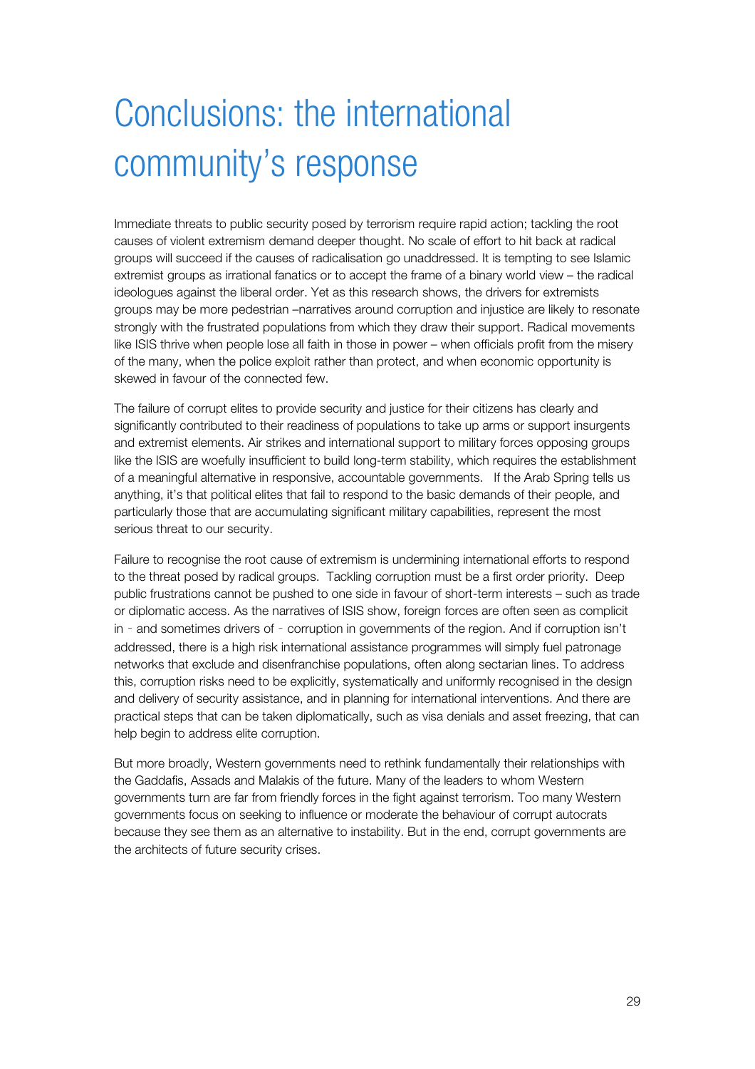# Conclusions: the international community's response

Immediate threats to public security posed by terrorism require rapid action; tackling the root causes of violent extremism demand deeper thought. No scale of effort to hit back at radical groups will succeed if the causes of radicalisation go unaddressed. It is tempting to see Islamic extremist groups as irrational fanatics or to accept the frame of a binary world view – the radical ideologues against the liberal order. Yet as this research shows, the drivers for extremists groups may be more pedestrian –narratives around corruption and injustice are likely to resonate strongly with the frustrated populations from which they draw their support. Radical movements like ISIS thrive when people lose all faith in those in power – when officials profit from the misery of the many, when the police exploit rather than protect, and when economic opportunity is skewed in favour of the connected few.

The failure of corrupt elites to provide security and justice for their citizens has clearly and significantly contributed to their readiness of populations to take up arms or support insurgents and extremist elements. Air strikes and international support to military forces opposing groups like the ISIS are woefully insufficient to build long-term stability, which requires the establishment of a meaningful alternative in responsive, accountable governments. If the Arab Spring tells us anything, it's that political elites that fail to respond to the basic demands of their people, and particularly those that are accumulating significant military capabilities, represent the most serious threat to our security.

Failure to recognise the root cause of extremism is undermining international efforts to respond to the threat posed by radical groups. Tackling corruption must be a first order priority. Deep public frustrations cannot be pushed to one side in favour of short-term interests – such as trade or diplomatic access. As the narratives of ISIS show, foreign forces are often seen as complicit in ‐ and sometimes drivers of ‐ corruption in governments of the region. And if corruption isn't addressed, there is a high risk international assistance programmes will simply fuel patronage networks that exclude and disenfranchise populations, often along sectarian lines. To address this, corruption risks need to be explicitly, systematically and uniformly recognised in the design and delivery of security assistance, and in planning for international interventions. And there are practical steps that can be taken diplomatically, such as visa denials and asset freezing, that can help begin to address elite corruption.

But more broadly, Western governments need to rethink fundamentally their relationships with the Gaddafis, Assads and Malakis of the future. Many of the leaders to whom Western governments turn are far from friendly forces in the fight against terrorism. Too many Western governments focus on seeking to influence or moderate the behaviour of corrupt autocrats because they see them as an alternative to instability. But in the end, corrupt governments are the architects of future security crises.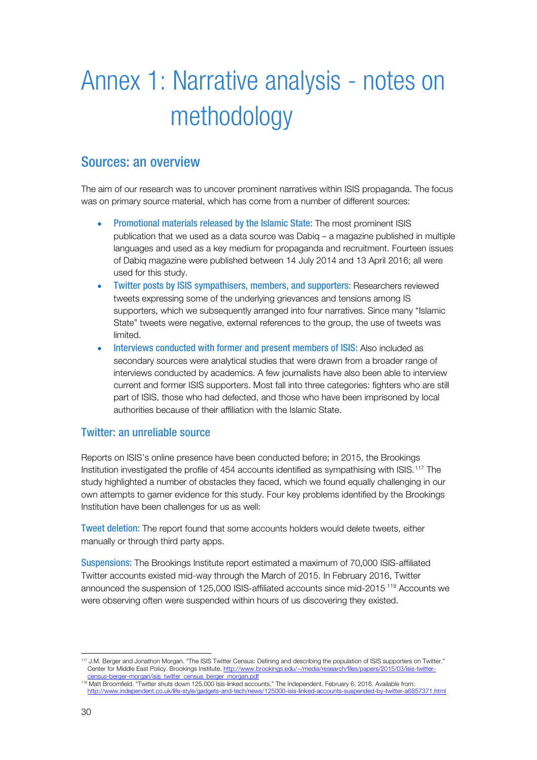# Annex 1: Narrative analysis - notes on methodology

## Sources: an overview

The aim of our research was to uncover prominent narratives within ISIS propaganda. The focus was on primary source material, which has come from a number of different sources:

- **Promotional materials released by the Islamic State:** The most prominent ISIS publication that we used as a data source was Dabiq – a magazine published in multiple languages and used as a key medium for propaganda and recruitment. Fourteen issues of Dabiq magazine were published between 14 July 2014 and 13 April 2016; all were used for this study.
- **Twitter posts by ISIS sympathisers, members, and supporters:** Researchers reviewed tweets expressing some of the underlying grievances and tensions among IS supporters, which we subsequently arranged into four narratives. Since many "Islamic State" tweets were negative, external references to the group, the use of tweets was limited.
- **Interviews conducted with former and present members of ISIS:** Also included as secondary sources were analytical studies that were drawn from a broader range of interviews conducted by academics. A few journalists have also been able to interview current and former ISIS supporters. Most fall into three categories: fighters who are still part of ISIS, those who had defected, and those who have been imprisoned by local authorities because of their affiliation with the Islamic State.

## Twitter: an unreliable source

Reports on ISIS's online presence have been conducted before; in 2015, the Brookings Institution investigated the profile of 454 accounts identified as sympathising with ISIS.[117] The study highlighted a number of obstacles they faced, which we found equally challenging in our own attempts to garner evidence for this study. Four key problems identified by the Brookings Institution have been challenges for us as well:

**Tweet deletion:** The report found that some accounts holders would delete tweets, either manually or through third party apps.

**Suspensions:** The Brookings Institute report estimated a maximum of 70,000 ISIS-affiliated Twitter accounts existed mid-way through the March of 2015. In February 2016, Twitter announced the suspension of 125,000 ISIS-affiliated accounts since mid-2015.[118] Accounts we were observing often were suspended within hours of us discovering they existed.

---

[117] J.M. Berger and Jonathon Morgan. "The ISIS Twitter Census: Defining and describing the population of ISIS supporters on Twitter." Center for Middle East Policy. Brookings Institute. http://www.brookings.edu/~/media/research/files/papers/2015/03/isis-twitter-census-berger-morgan/isis_twitter_census_berger_morgan.pdf

[118] Matt Broomfield. "Twitter shuts down 125,000 Isis-linked accounts," The Independent. February 6, 2016. Available from: http://www.independent.co.uk/life-style/gadgets-and-tech/news/125000-isis-linked-accounts-suspended-by-twitter-a6857371.html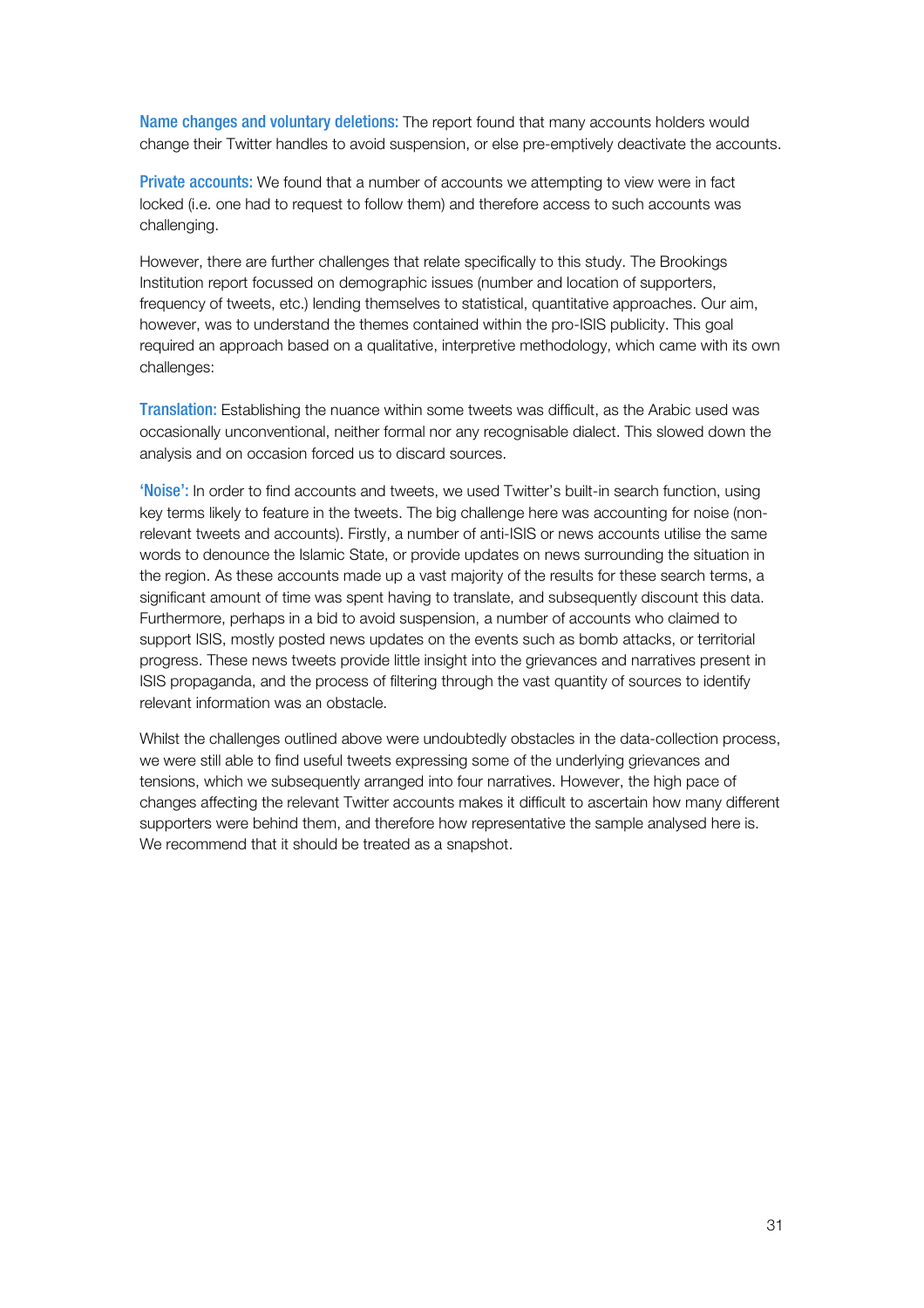**Name changes and voluntary deletions:** The report found that many accounts holders would change their Twitter handles to avoid suspension, or else pre-emptively deactivate the accounts.

**Private accounts:** We found that a number of accounts we attempting to view were in fact locked (i.e. one had to request to follow them) and therefore access to such accounts was challenging.

However, there are further challenges that relate specifically to this study. The Brookings Institution report focussed on demographic issues (number and location of supporters, frequency of tweets, etc.) lending themselves to statistical, quantitative approaches. Our aim, however, was to understand the themes contained within the pro-ISIS publicity. This goal required an approach based on a qualitative, interpretive methodology, which came with its own challenges:

**Translation:** Establishing the nuance within some tweets was difficult, as the Arabic used was occasionally unconventional, neither formal nor any recognisable dialect. This slowed down the analysis and on occasion forced us to discard sources.

**'Noise':** In order to find accounts and tweets, we used Twitter's built-in search function, using key terms likely to feature in the tweets. The big challenge here was accounting for noise (non-relevant tweets and accounts). Firstly, a number of anti-ISIS or news accounts utilise the same words to denounce the Islamic State, or provide updates on news surrounding the situation in the region. As these accounts made up a vast majority of the results for these search terms, a significant amount of time was spent having to translate, and subsequently discount this data. Furthermore, perhaps in a bid to avoid suspension, a number of accounts who claimed to support ISIS, mostly posted news updates on the events such as bomb attacks, or territorial progress. These news tweets provide little insight into the grievances and narratives present in ISIS propaganda, and the process of filtering through the vast quantity of sources to identify relevant information was an obstacle.

Whilst the challenges outlined above were undoubtedly obstacles in the data-collection process, we were still able to find useful tweets expressing some of the underlying grievances and tensions, which we subsequently arranged into four narratives. However, the high pace of changes affecting the relevant Twitter accounts makes it difficult to ascertain how many different supporters were behind them, and therefore how representative the sample analysed here is. We recommend that it should be treated as a snapshot.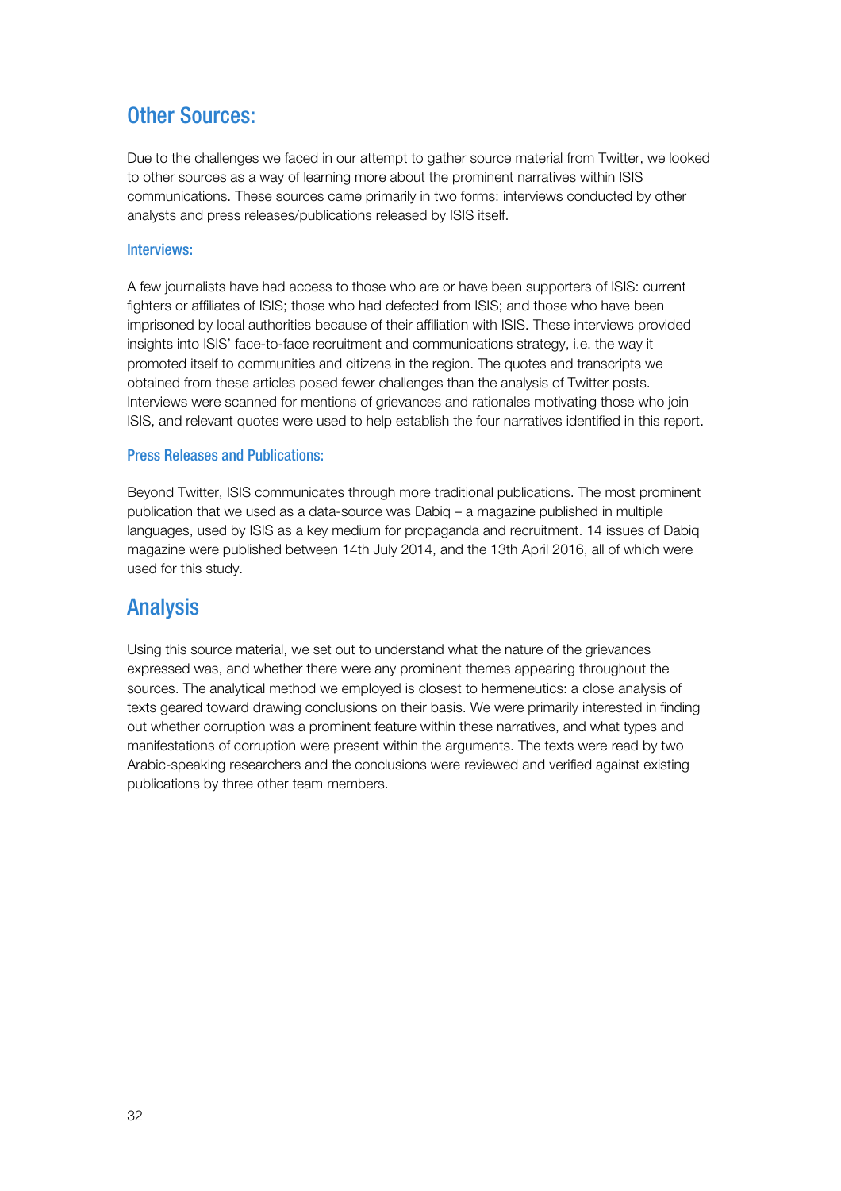## Other Sources:

Due to the challenges we faced in our attempt to gather source material from Twitter, we looked to other sources as a way of learning more about the prominent narratives within ISIS communications. These sources came primarily in two forms: interviews conducted by other analysts and press releases/publications released by ISIS itself.

### Interviews:

A few journalists have had access to those who are or have been supporters of ISIS: current fighters or affiliates of ISIS; those who had defected from ISIS; and those who have been imprisoned by local authorities because of their affiliation with ISIS. These interviews provided insights into ISIS' face-to-face recruitment and communications strategy, i.e. the way it promoted itself to communities and citizens in the region. The quotes and transcripts we obtained from these articles posed fewer challenges than the analysis of Twitter posts. Interviews were scanned for mentions of grievances and rationales motivating those who join ISIS, and relevant quotes were used to help establish the four narratives identified in this report.

### Press Releases and Publications:

Beyond Twitter, ISIS communicates through more traditional publications. The most prominent publication that we used as a data-source was Dabiq – a magazine published in multiple languages, used by ISIS as a key medium for propaganda and recruitment. 14 issues of Dabiq magazine were published between 14th July 2014, and the 13th April 2016, all of which were used for this study.

## Analysis

Using this source material, we set out to understand what the nature of the grievances expressed was, and whether there were any prominent themes appearing throughout the sources. The analytical method we employed is closest to hermeneutics: a close analysis of texts geared toward drawing conclusions on their basis. We were primarily interested in finding out whether corruption was a prominent feature within these narratives, and what types and manifestations of corruption were present within the arguments. The texts were read by two Arabic-speaking researchers and the conclusions were reviewed and verified against existing publications by three other team members.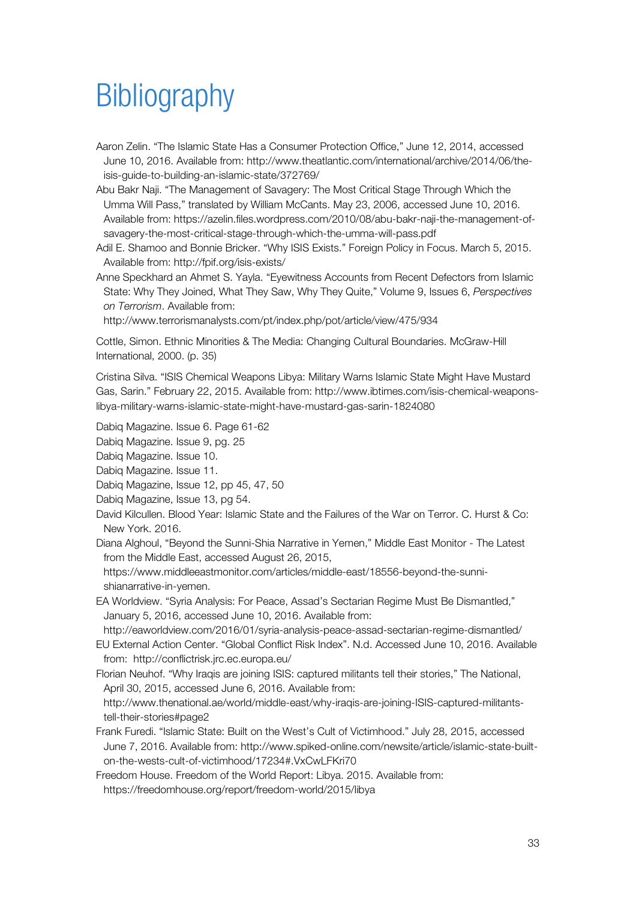# Bibliography

Aaron Zelin. "The Islamic State Has a Consumer Protection Office," June 12, 2014, accessed June 10, 2016. Available from: http://www.theatlantic.com/international/archive/2014/06/the-isis-guide-to-building-an-islamic-state/372769/

Abu Bakr Naji. "The Management of Savagery: The Most Critical Stage Through Which the Umma Will Pass," translated by William McCants. May 23, 2006, accessed June 10, 2016. Available from: https://azelin.files.wordpress.com/2010/08/abu-bakr-naji-the-management-of-savagery-the-most-critical-stage-through-which-the-umma-will-pass.pdf

Adil E. Shamoo and Bonnie Bricker. "Why ISIS Exists." Foreign Policy in Focus. March 5, 2015. Available from: http://fpif.org/isis-exists/

Anne Speckhard an Ahmet S. Yayla. "Eyewitness Accounts from Recent Defectors from Islamic State: Why They Joined, What They Saw, Why They Quite," Volume 9, Issues 6, *Perspectives on Terrorism*. Available from: http://www.terrorismanalysts.com/pt/index.php/pot/article/view/475/934

Cottle, Simon. Ethnic Minorities & The Media: Changing Cultural Boundaries. McGraw-Hill International, 2000. (p. 35)

Cristina Silva. "ISIS Chemical Weapons Libya: Military Warns Islamic State Might Have Mustard Gas, Sarin." February 22, 2015. Available from: http://www.ibtimes.com/isis-chemical-weapons-libya-military-warns-islamic-state-might-have-mustard-gas-sarin-1824080

Dabiq Magazine. Issue 6. Page 61-62

Dabiq Magazine. Issue 9, pg. 25

Dabiq Magazine. Issue 10.

Dabiq Magazine. Issue 11.

Dabiq Magazine, Issue 12, pp 45, 47, 50

Dabiq Magazine, Issue 13, pg 54.

David Kilcullen. Blood Year: Islamic State and the Failures of the War on Terror. C. Hurst & Co: New York. 2016.

Diana Alghoul, "Beyond the Sunni-Shia Narrative in Yemen," Middle East Monitor - The Latest from the Middle East, accessed August 26, 2015, https://www.middleeastmonitor.com/articles/middle-east/18556-beyond-the-sunni-shianarrative-in-yemen.

EA Worldview. "Syria Analysis: For Peace, Assad's Sectarian Regime Must Be Dismantled," January 5, 2016, accessed June 10, 2016. Available from: http://eaworldview.com/2016/01/syria-analysis-peace-assad-sectarian-regime-dismantled/

EU External Action Center. "Global Conflict Risk Index". N.d. Accessed June 10, 2016. Available from: http://conflictrisk.jrc.ec.europa.eu/

Florian Neuhof. "Why Iraqis are joining ISIS: captured militants tell their stories," The National, April 30, 2015, accessed June 6, 2016. Available from: http://www.thenational.ae/world/middle-east/why-iraqis-are-joining-ISIS-captured-militants-tell-their-stories#page2

Frank Furedi. "Islamic State: Built on the West's Cult of Victimhood." July 28, 2015, accessed June 7, 2016. Available from: http://www.spiked-online.com/newsite/article/islamic-state-built-on-the-wests-cult-of-victimhood/17234#.VxCwLFKri70

Freedom House. Freedom of the World Report: Libya. 2015. Available from: https://freedomhouse.org/report/freedom-world/2015/libya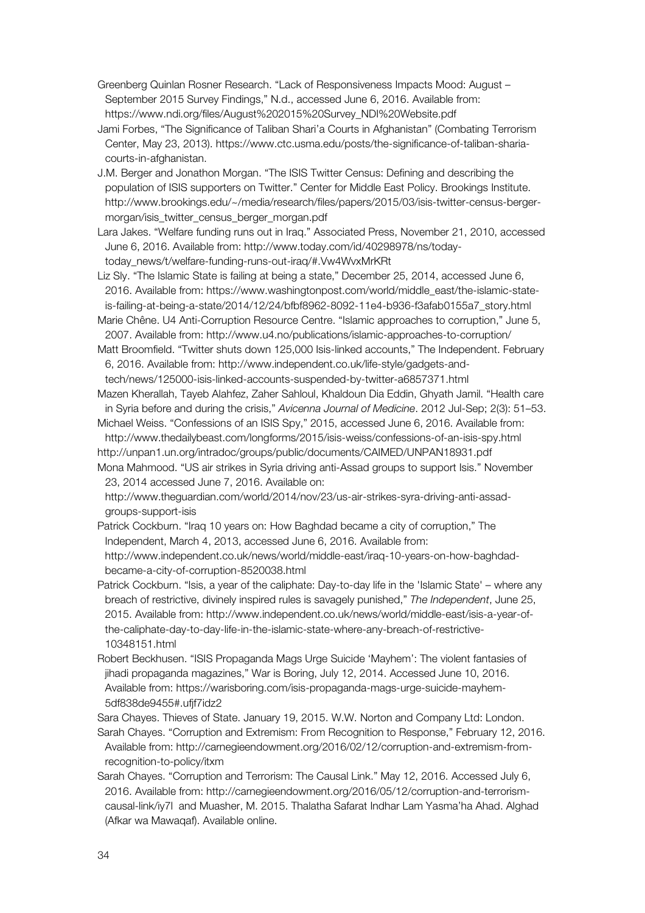Greenberg Quinlan Rosner Research. "Lack of Responsiveness Impacts Mood: August – September 2015 Survey Findings," N.d., accessed June 6, 2016. Available from: https://www.ndi.org/files/August%202015%20Survey_NDI%20Website.pdf

Jami Forbes, "The Significance of Taliban Shari'a Courts in Afghanistan" (Combating Terrorism Center, May 23, 2013). https://www.ctc.usma.edu/posts/the-significance-of-taliban-sharia-courts-in-afghanistan.

J.M. Berger and Jonathon Morgan. "The ISIS Twitter Census: Defining and describing the population of ISIS supporters on Twitter." Center for Middle East Policy. Brookings Institute. http://www.brookings.edu/~/media/research/files/papers/2015/03/isis-twitter-census-berger-morgan/isis_twitter_census_berger_morgan.pdf

Lara Jakes. "Welfare funding runs out in Iraq." Associated Press, November 21, 2010, accessed June 6, 2016. Available from: http://www.today.com/id/40298978/ns/today-today_news/t/welfare-funding-runs-out-iraq/#.Vw4WvxMrKRt

Liz Sly. "The Islamic State is failing at being a state," December 25, 2014, accessed June 6, 2016. Available from: https://www.washingtonpost.com/world/middle_east/the-islamic-state-is-failing-at-being-a-state/2014/12/24/bfbf8962-8092-11e4-b936-f3afab0155a7_story.html

Marie Chêne. U4 Anti-Corruption Resource Centre. "Islamic approaches to corruption," June 5, 2007. Available from: http://www.u4.no/publications/islamic-approaches-to-corruption/

Matt Broomfield. "Twitter shuts down 125,000 Isis-linked accounts," The Independent. February 6, 2016. Available from: http://www.independent.co.uk/life-style/gadgets-and-tech/news/125000-isis-linked-accounts-suspended-by-twitter-a6857371.html

Mazen Kherallah, Tayeb Alahfez, Zaher Sahloul, Khaldoun Dia Eddin, Ghyath Jamil. "Health care in Syria before and during the crisis," *Avicenna Journal of Medicine*. 2012 Jul-Sep; 2(3): 51–53.

Michael Weiss. "Confessions of an ISIS Spy," 2015, accessed June 6, 2016. Available from: http://www.thedailybeast.com/longforms/2015/isis-weiss/confessions-of-an-isis-spy.html

http://unpan1.un.org/intradoc/groups/public/documents/CAIMED/UNPAN18931.pdf

Mona Mahmood. "US air strikes in Syria driving anti-Assad groups to support Isis." November 23, 2014 accessed June 7, 2016. Available on: http://www.theguardian.com/world/2014/nov/23/us-air-strikes-syra-driving-anti-assad-groups-support-isis

Patrick Cockburn. "Iraq 10 years on: How Baghdad became a city of corruption," The Independent, March 4, 2013, accessed June 6, 2016. Available from: http://www.independent.co.uk/news/world/middle-east/iraq-10-years-on-how-baghdad-became-a-city-of-corruption-8520038.html

Patrick Cockburn. "Isis, a year of the caliphate: Day-to-day life in the 'Islamic State' – where any breach of restrictive, divinely inspired rules is savagely punished," *The Independent*, June 25, 2015. Available from: http://www.independent.co.uk/news/world/middle-east/isis-a-year-of-the-caliphate-day-to-day-life-in-the-islamic-state-where-any-breach-of-restrictive-10348151.html

Robert Beckhusen. "ISIS Propaganda Mags Urge Suicide 'Mayhem': The violent fantasies of jihadi propaganda magazines," War is Boring, July 12, 2014. Accessed June 10, 2016. Available from: https://warisboring.com/isis-propaganda-mags-urge-suicide-mayhem-5df838de9455#.ufjf7idz2

Sara Chayes. Thieves of State. January 19, 2015. W.W. Norton and Company Ltd: London.

Sarah Chayes. "Corruption and Extremism: From Recognition to Response," February 12, 2016. Available from: http://carnegieendowment.org/2016/02/12/corruption-and-extremism-from-recognition-to-policy/itxm

Sarah Chayes. "Corruption and Terrorism: The Causal Link." May 12, 2016. Accessed July 6, 2016. Available from: http://carnegieendowment.org/2016/05/12/corruption-and-terrorism-causal-link/iy7l and Muasher, M. 2015. Thalatha Safarat Indhar Lam Yasma'ha Ahad. Alghad (Afkar wa Mawaqaf). Available online.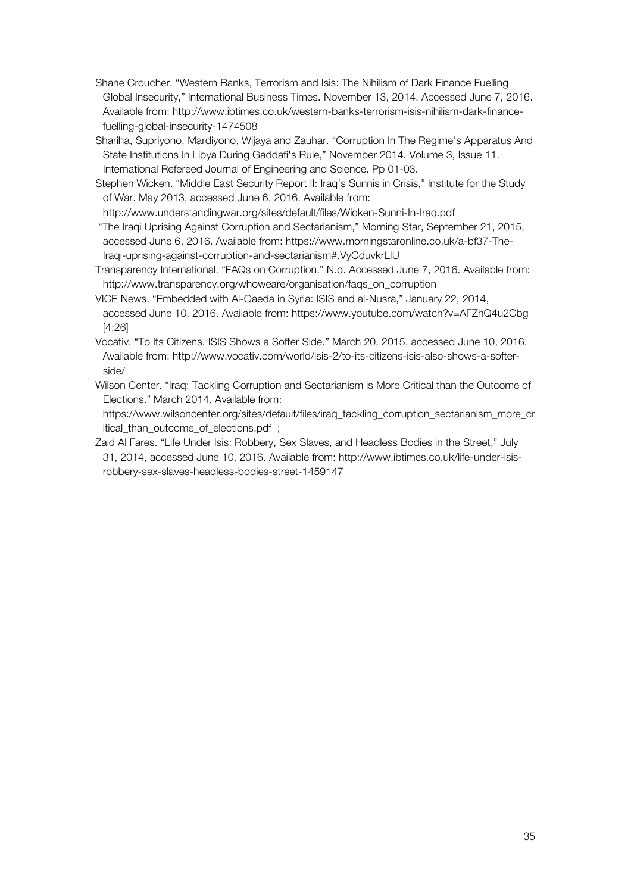Shane Croucher. "Western Banks, Terrorism and Isis: The Nihilism of Dark Finance Fuelling Global Insecurity," International Business Times. November 13, 2014. Accessed June 7, 2016. Available from: http://www.ibtimes.co.uk/western-banks-terrorism-isis-nihilism-dark-finance-fuelling-global-insecurity-1474508

Shariha, Supriyono, Mardiyono, Wijaya and Zauhar. "Corruption In The Regime's Apparatus And State Institutions In Libya During Gaddafi's Rule," November 2014. Volume 3, Issue 11. International Refereed Journal of Engineering and Science. Pp 01-03.

Stephen Wicken. "Middle East Security Report II: Iraq's Sunnis in Crisis," Institute for the Study of War. May 2013, accessed June 6, 2016. Available from: http://www.understandingwar.org/sites/default/files/Wicken-Sunni-In-Iraq.pdf

"The Iraqi Uprising Against Corruption and Sectarianism," Morning Star, September 21, 2015, accessed June 6, 2016. Available from: https://www.morningstaronline.co.uk/a-bf37-The-Iraqi-uprising-against-corruption-and-sectarianism#.VyCduvkrLIU

Transparency International. "FAQs on Corruption." N.d. Accessed June 7, 2016. Available from: http://www.transparency.org/whoweare/organisation/faqs_on_corruption

VICE News. "Embedded with Al-Qaeda in Syria: ISIS and al-Nusra," January 22, 2014, accessed June 10, 2016. Available from: https://www.youtube.com/watch?v=AFZhQ4u2Cbg [4:26]

Vocativ. "To Its Citizens, ISIS Shows a Softer Side." March 20, 2015, accessed June 10, 2016. Available from: http://www.vocativ.com/world/isis-2/to-its-citizens-isis-also-shows-a-softer-side/

Wilson Center. "Iraq: Tackling Corruption and Sectarianism is More Critical than the Outcome of Elections." March 2014. Available from: https://www.wilsoncenter.org/sites/default/files/iraq_tackling_corruption_sectarianism_more_critical_than_outcome_of_elections.pdf ;

Zaid Al Fares. "Life Under Isis: Robbery, Sex Slaves, and Headless Bodies in the Street," July 31, 2014, accessed June 10, 2016. Available from: http://www.ibtimes.co.uk/life-under-isis-robbery-sex-slaves-headless-bodies-street-1459147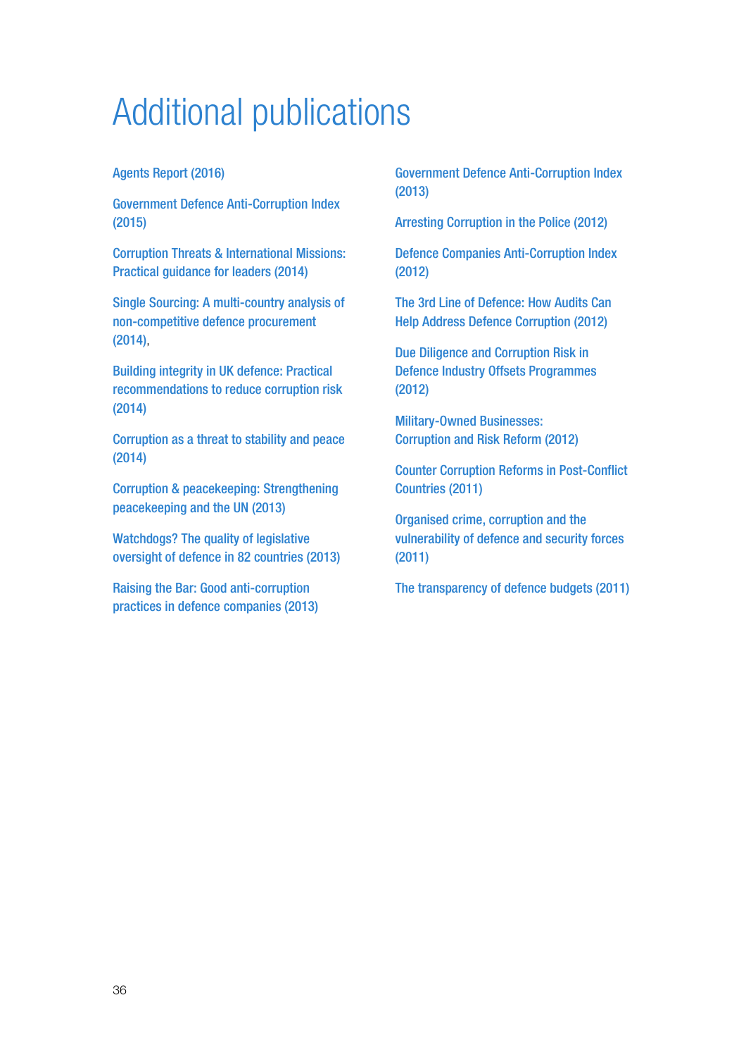# Additional publications

Agents Report (2016)

Government Defence Anti-Corruption Index (2015)

Corruption Threats & International Missions: Practical guidance for leaders (2014)

Single Sourcing: A multi-country analysis of non-competitive defence procurement (2014),

Building integrity in UK defence: Practical recommendations to reduce corruption risk (2014)

Corruption as a threat to stability and peace (2014)

Corruption & peacekeeping: Strengthening peacekeeping and the UN (2013)

Watchdogs? The quality of legislative oversight of defence in 82 countries (2013)

Raising the Bar: Good anti-corruption practices in defence companies (2013)

Government Defence Anti-Corruption Index (2013)

Arresting Corruption in the Police (2012)

Defence Companies Anti-Corruption Index (2012)

The 3rd Line of Defence: How Audits Can Help Address Defence Corruption (2012)

Due Diligence and Corruption Risk in Defence Industry Offsets Programmes (2012)

Military-Owned Businesses: Corruption and Risk Reform (2012)

Counter Corruption Reforms in Post-Conflict Countries (2011)

Organised crime, corruption and the vulnerability of defence and security forces (2011)

The transparency of defence budgets (2011)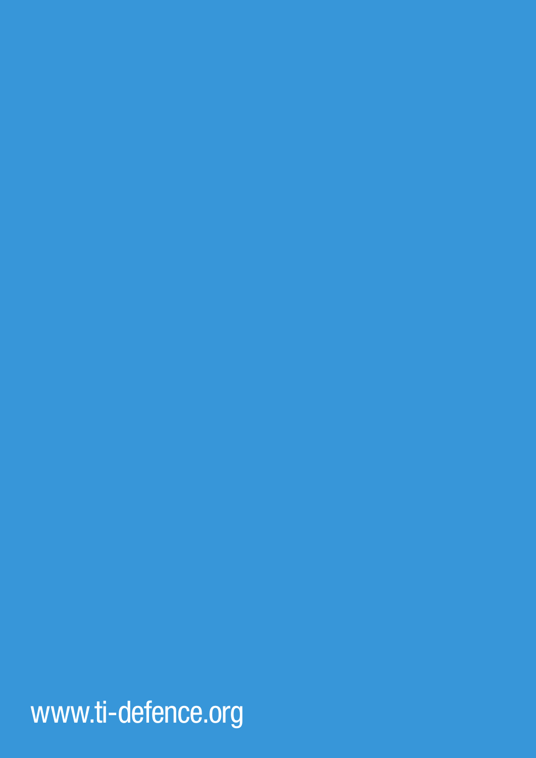www.ti-defence.org